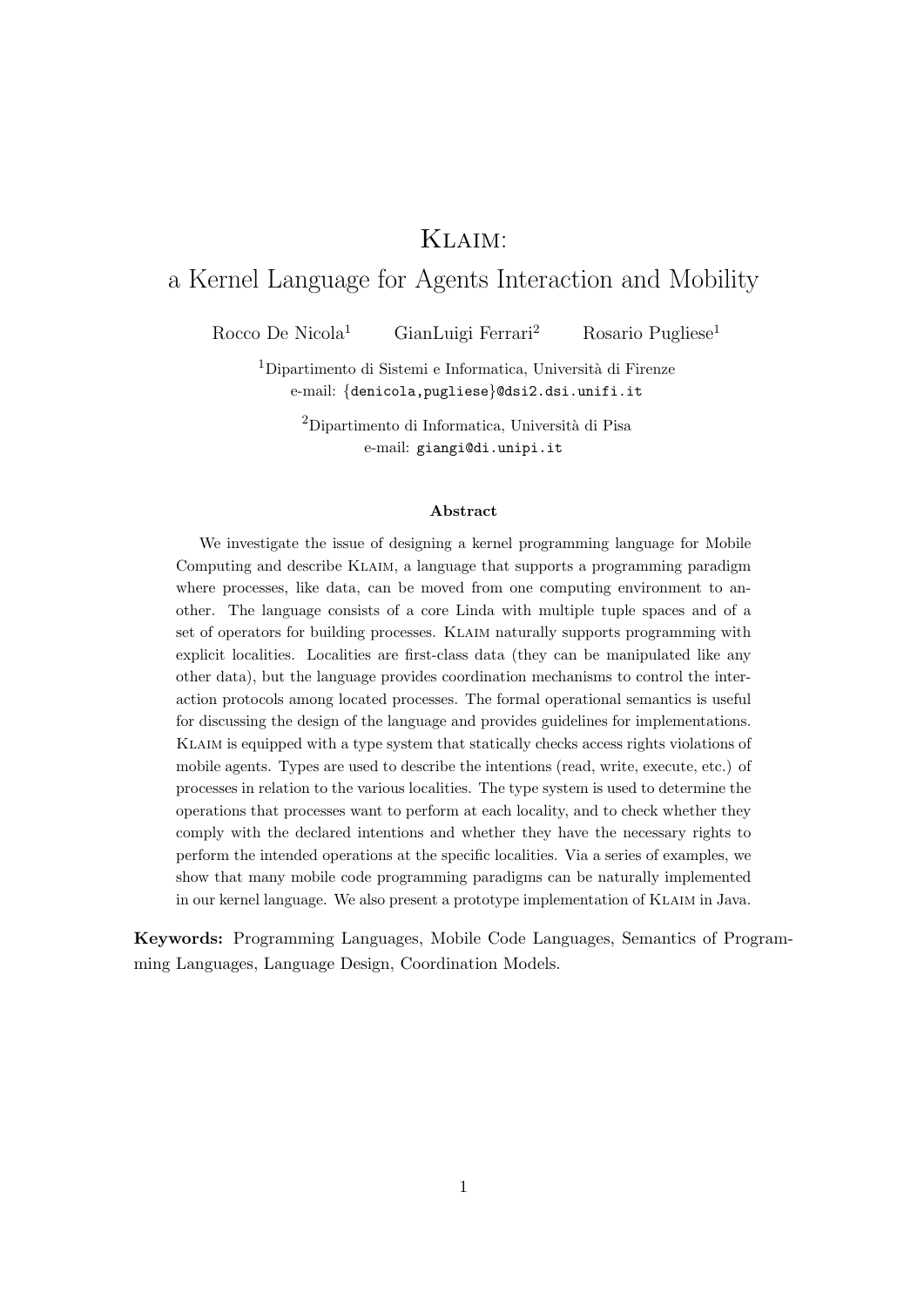# Klaim: a Kernel Language for Agents Interaction and Mobility

Rocco De Nicola[1] GianLuigi Ferrari[2] Rosario Pugliese[1]

[1]Dipartimento di Sistemi e Informatica, Università di Firenze
e-mail: {denicola,pugliese}@dsi2.dsi.unifi.it

[2]Dipartimento di Informatica, Università di Pisa
e-mail: giangi@di.unipi.it

**Abstract**

We investigate the issue of designing a kernel programming language for Mobile Computing and describe Klaim, a language that supports a programming paradigm where processes, like data, can be moved from one computing environment to another. The language consists of a core Linda with multiple tuple spaces and of a set of operators for building processes. Klaim naturally supports programming with explicit localities. Localities are first-class data (they can be manipulated like any other data), but the language provides coordination mechanisms to control the interaction protocols among located processes. The formal operational semantics is useful for discussing the design of the language and provides guidelines for implementations. Klaim is equipped with a type system that statically checks access rights violations of mobile agents. Types are used to describe the intentions (read, write, execute, etc.) of processes in relation to the various localities. The type system is used to determine the operations that processes want to perform at each locality, and to check whether they comply with the declared intentions and whether they have the necessary rights to perform the intended operations at the specific localities. Via a series of examples, we show that many mobile code programming paradigms can be naturally implemented in our kernel language. We also present a prototype implementation of Klaim in Java.

**Keywords:** Programming Languages, Mobile Code Languages, Semantics of Programming Languages, Language Design, Coordination Models.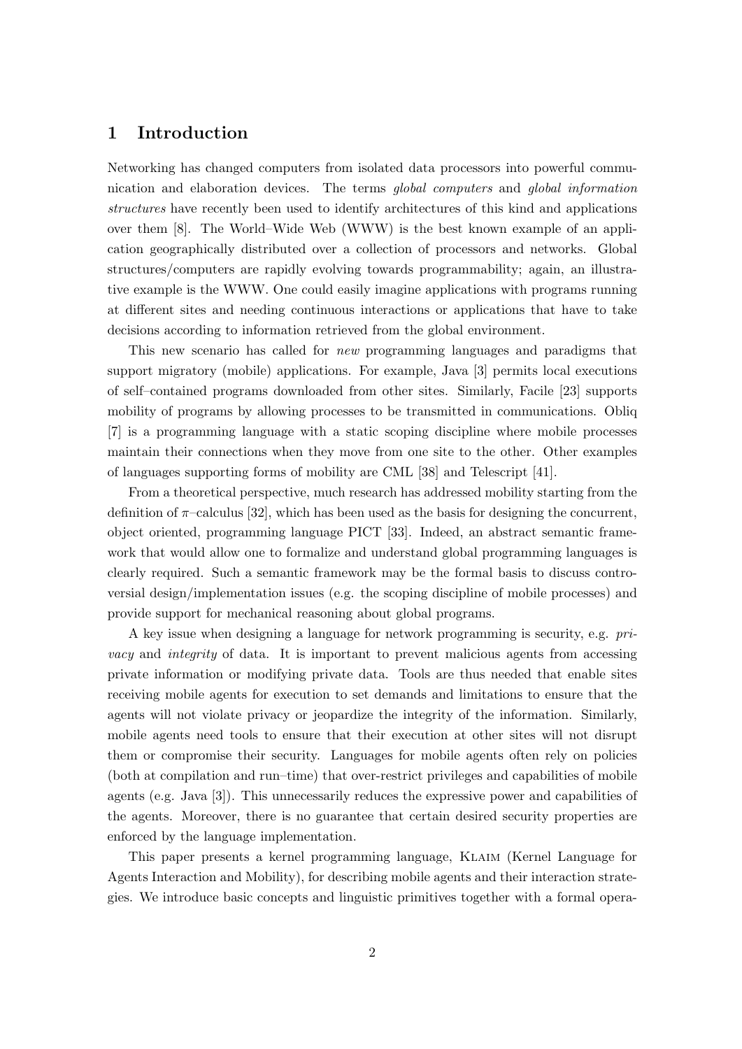# 1 Introduction

Networking has changed computers from isolated data processors into powerful communication and elaboration devices. The terms *global computers* and *global information structures* have recently been used to identify architectures of this kind and applications over them [8]. The World–Wide Web (WWW) is the best known example of an application geographically distributed over a collection of processors and networks. Global structures/computers are rapidly evolving towards programmability; again, an illustrative example is the WWW. One could easily imagine applications with programs running at different sites and needing continuous interactions or applications that have to take decisions according to information retrieved from the global environment.

This new scenario has called for *new* programming languages and paradigms that support migratory (mobile) applications. For example, Java [3] permits local executions of self–contained programs downloaded from other sites. Similarly, Facile [23] supports mobility of programs by allowing processes to be transmitted in communications. Obliq [7] is a programming language with a static scoping discipline where mobile processes maintain their connections when they move from one site to the other. Other examples of languages supporting forms of mobility are CML [38] and Telescript [41].

From a theoretical perspective, much research has addressed mobility starting from the definition of $\pi$–calculus [32], which has been used as the basis for designing the concurrent, object oriented, programming language PICT [33]. Indeed, an abstract semantic framework that would allow one to formalize and understand global programming languages is clearly required. Such a semantic framework may be the formal basis to discuss controversial design/implementation issues (e.g. the scoping discipline of mobile processes) and provide support for mechanical reasoning about global programs.

A key issue when designing a language for network programming is security, e.g. *privacy* and *integrity* of data. It is important to prevent malicious agents from accessing private information or modifying private data. Tools are thus needed that enable sites receiving mobile agents for execution to set demands and limitations to ensure that the agents will not violate privacy or jeopardize the integrity of the information. Similarly, mobile agents need tools to ensure that their execution at other sites will not disrupt them or compromise their security. Languages for mobile agents often rely on policies (both at compilation and run–time) that over-restrict privileges and capabilities of mobile agents (e.g. Java [3]). This unnecessarily reduces the expressive power and capabilities of the agents. Moreover, there is no guarantee that certain desired security properties are enforced by the language implementation.

This paper presents a kernel programming language, Klaim (Kernel Language for Agents Interaction and Mobility), for describing mobile agents and their interaction strategies. We introduce basic concepts and linguistic primitives together with a formal opera-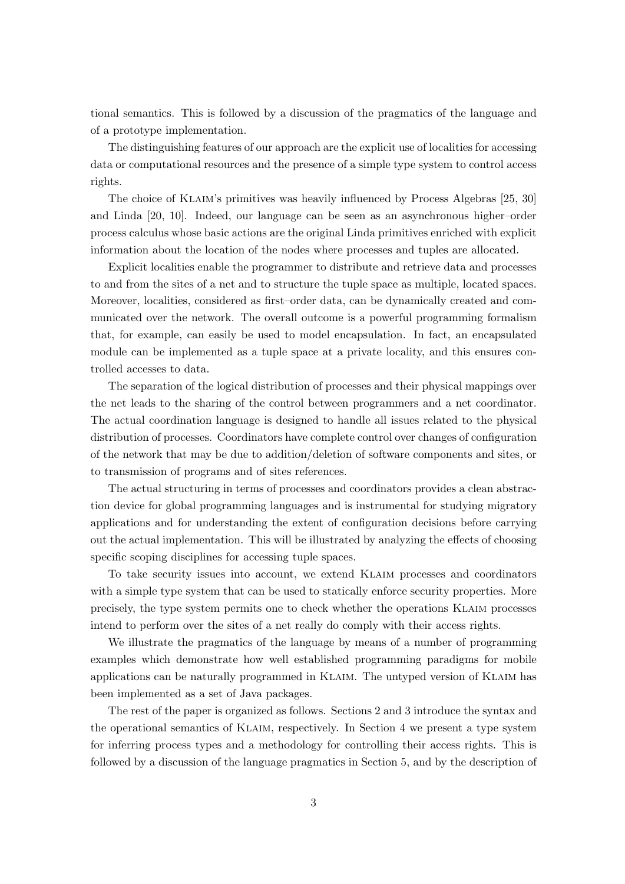tional semantics. This is followed by a discussion of the pragmatics of the language and of a prototype implementation.

The distinguishing features of our approach are the explicit use of localities for accessing data or computational resources and the presence of a simple type system to control access rights.

The choice of Klaim's primitives was heavily influenced by Process Algebras [25, 30] and Linda [20, 10]. Indeed, our language can be seen as an asynchronous higher–order process calculus whose basic actions are the original Linda primitives enriched with explicit information about the location of the nodes where processes and tuples are allocated.

Explicit localities enable the programmer to distribute and retrieve data and processes to and from the sites of a net and to structure the tuple space as multiple, located spaces. Moreover, localities, considered as first–order data, can be dynamically created and communicated over the network. The overall outcome is a powerful programming formalism that, for example, can easily be used to model encapsulation. In fact, an encapsulated module can be implemented as a tuple space at a private locality, and this ensures controlled accesses to data.

The separation of the logical distribution of processes and their physical mappings over the net leads to the sharing of the control between programmers and a net coordinator. The actual coordination language is designed to handle all issues related to the physical distribution of processes. Coordinators have complete control over changes of configuration of the network that may be due to addition/deletion of software components and sites, or to transmission of programs and of sites references.

The actual structuring in terms of processes and coordinators provides a clean abstraction device for global programming languages and is instrumental for studying migratory applications and for understanding the extent of configuration decisions before carrying out the actual implementation. This will be illustrated by analyzing the effects of choosing specific scoping disciplines for accessing tuple spaces.

To take security issues into account, we extend Klaim processes and coordinators with a simple type system that can be used to statically enforce security properties. More precisely, the type system permits one to check whether the operations Klaim processes intend to perform over the sites of a net really do comply with their access rights.

We illustrate the pragmatics of the language by means of a number of programming examples which demonstrate how well established programming paradigms for mobile applications can be naturally programmed in Klaim. The untyped version of Klaim has been implemented as a set of Java packages.

The rest of the paper is organized as follows. Sections 2 and 3 introduce the syntax and the operational semantics of Klaim, respectively. In Section 4 we present a type system for inferring process types and a methodology for controlling their access rights. This is followed by a discussion of the language pragmatics in Section 5, and by the description of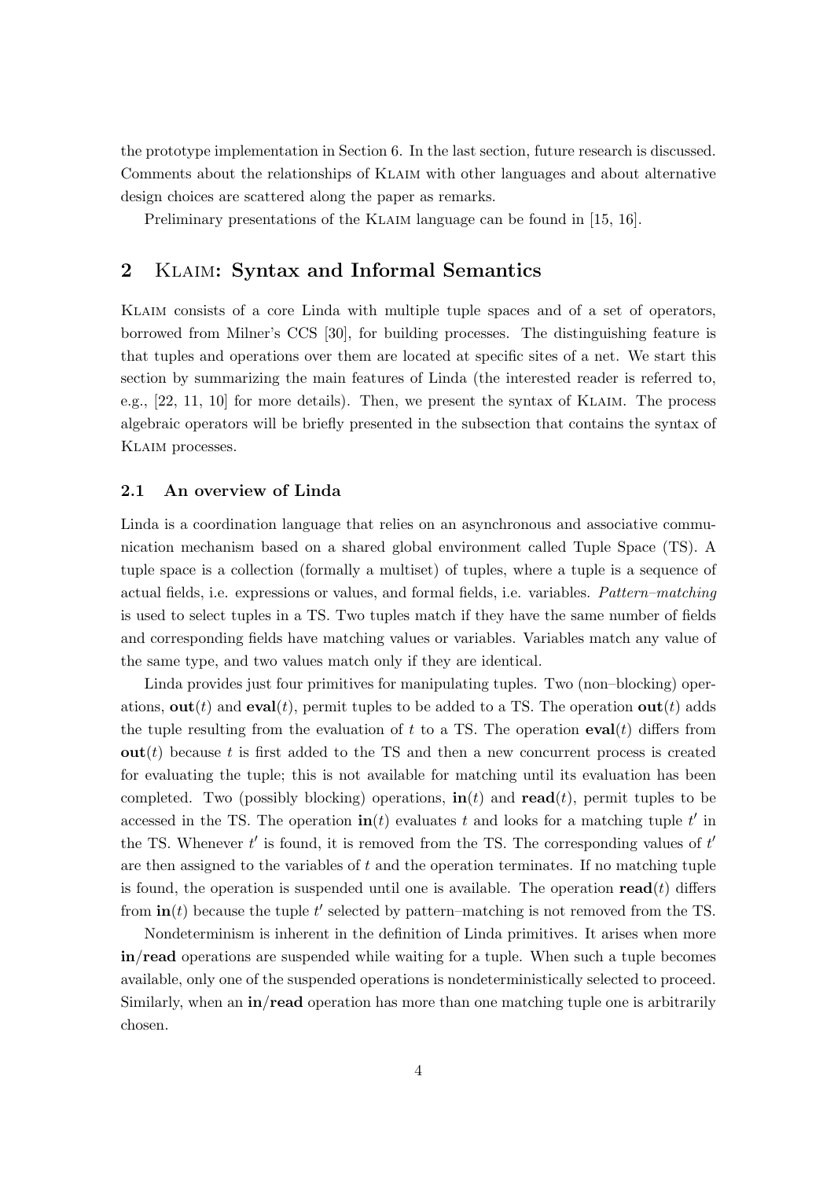the prototype implementation in Section 6. In the last section, future research is discussed. Comments about the relationships of Klaim with other languages and about alternative design choices are scattered along the paper as remarks.

Preliminary presentations of the Klaim language can be found in [15, 16].

## 2 Klaim: Syntax and Informal Semantics

Klaim consists of a core Linda with multiple tuple spaces and of a set of operators, borrowed from Milner's CCS [30], for building processes. The distinguishing feature is that tuples and operations over them are located at specific sites of a net. We start this section by summarizing the main features of Linda (the interested reader is referred to, e.g., [22, 11, 10] for more details). Then, we present the syntax of Klaim. The process algebraic operators will be briefly presented in the subsection that contains the syntax of Klaim processes.

### 2.1 An overview of Linda

Linda is a coordination language that relies on an asynchronous and associative communication mechanism based on a shared global environment called Tuple Space (TS). A tuple space is a collection (formally a multiset) of tuples, where a tuple is a sequence of actual fields, i.e. expressions or values, and formal fields, i.e. variables. *Pattern–matching* is used to select tuples in a TS. Two tuples match if they have the same number of fields and corresponding fields have matching values or variables. Variables match any value of the same type, and two values match only if they are identical.

Linda provides just four primitives for manipulating tuples. Two (non–blocking) operations, $\mathbf{out}(t)$ and $\mathbf{eval}(t)$, permit tuples to be added to a TS. The operation $\mathbf{out}(t)$ adds the tuple resulting from the evaluation of $t$ to a TS. The operation $\mathbf{eval}(t)$ differs from $\mathbf{out}(t)$ because $t$ is first added to the TS and then a new concurrent process is created for evaluating the tuple; this is not available for matching until its evaluation has been completed. Two (possibly blocking) operations, $\mathbf{in}(t)$ and $\mathbf{read}(t)$, permit tuples to be accessed in the TS. The operation $\mathbf{in}(t)$ evaluates $t$ and looks for a matching tuple $t'$ in the TS. Whenever $t'$ is found, it is removed from the TS. The corresponding values of $t'$ are then assigned to the variables of $t$ and the operation terminates. If no matching tuple is found, the operation is suspended until one is available. The operation $\mathbf{read}(t)$ differs from $\mathbf{in}(t)$ because the tuple $t'$ selected by pattern–matching is not removed from the TS.

Nondeterminism is inherent in the definition of Linda primitives. It arises when more **in**/**read** operations are suspended while waiting for a tuple. When such a tuple becomes available, only one of the suspended operations is nondeterministically selected to proceed. Similarly, when an **in**/**read** operation has more than one matching tuple one is arbitrarily chosen.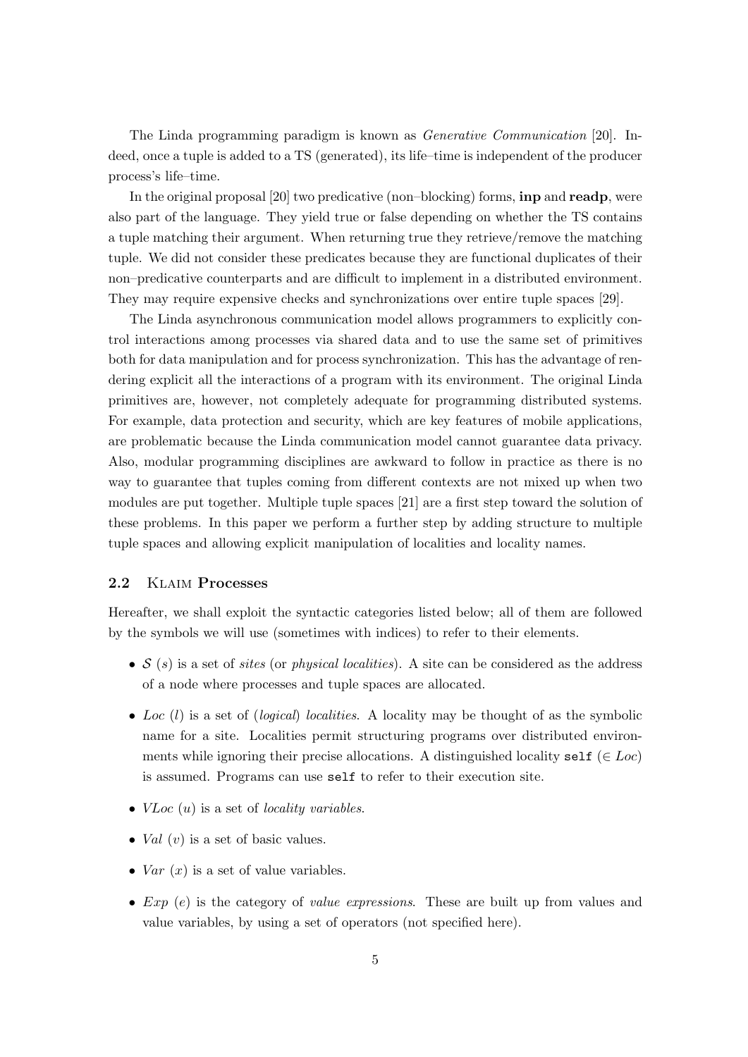The Linda programming paradigm is known as *Generative Communication* [20]. Indeed, once a tuple is added to a TS (generated), its life–time is independent of the producer process's life–time.

In the original proposal [20] two predicative (non–blocking) forms, **inp** and **readp**, were also part of the language. They yield true or false depending on whether the TS contains a tuple matching their argument. When returning true they retrieve/remove the matching tuple. We did not consider these predicates because they are functional duplicates of their non–predicative counterparts and are difficult to implement in a distributed environment. They may require expensive checks and synchronizations over entire tuple spaces [29].

The Linda asynchronous communication model allows programmers to explicitly control interactions among processes via shared data and to use the same set of primitives both for data manipulation and for process synchronization. This has the advantage of rendering explicit all the interactions of a program with its environment. The original Linda primitives are, however, not completely adequate for programming distributed systems. For example, data protection and security, which are key features of mobile applications, are problematic because the Linda communication model cannot guarantee data privacy. Also, modular programming disciplines are awkward to follow in practice as there is no way to guarantee that tuples coming from different contexts are not mixed up when two modules are put together. Multiple tuple spaces [21] are a first step toward the solution of these problems. In this paper we perform a further step by adding structure to multiple tuple spaces and allowing explicit manipulation of localities and locality names.

### 2.2 Klaim Processes

Hereafter, we shall exploit the syntactic categories listed below; all of them are followed by the symbols we will use (sometimes with indices) to refer to their elements.

- $\mathcal{S}$ ($s$) is a set of *sites* (or *physical localities*). A site can be considered as the address of a node where processes and tuple spaces are allocated.
- $Loc$ ($l$) is a set of (*logical*) *localities*. A locality may be thought of as the symbolic name for a site. Localities permit structuring programs over distributed environments while ignoring their precise allocations. A distinguished locality `self` ($\in Loc$) is assumed. Programs can use `self` to refer to their execution site.
- $VLoc$ ($u$) is a set of *locality variables*.
- $Val$ ($v$) is a set of basic values.
- $Var$ ($x$) is a set of value variables.
- $Exp$ ($e$) is the category of *value expressions*. These are built up from values and value variables, by using a set of operators (not specified here).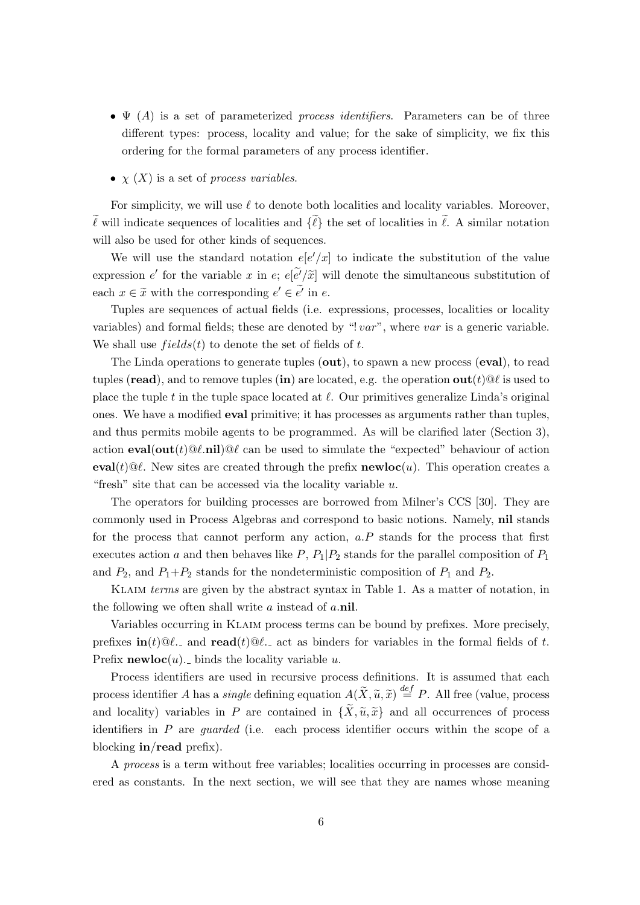- $\Psi$ ($A$) is a set of parameterized *process identifiers*. Parameters can be of three different types: process, locality and value; for the sake of simplicity, we fix this ordering for the formal parameters of any process identifier.

- $\chi$ ($X$) is a set of *process variables*.

For simplicity, we will use $\ell$ to denote both localities and locality variables. Moreover, $\widetilde{\ell}$ will indicate sequences of localities and $\{\widetilde{\ell}\}$ the set of localities in $\widetilde{\ell}$. A similar notation will also be used for other kinds of sequences.

We will use the standard notation $e[e'/x]$ to indicate the substitution of the value expression $e'$ for the variable $x$ in $e$; $e[\widetilde{e'}/\widetilde{x}]$ will denote the simultaneous substitution of each $x \in \widetilde{x}$ with the corresponding $e' \in \widetilde{e'}$ in $e$.

Tuples are sequences of actual fields (i.e. expressions, processes, localities or locality variables) and formal fields; these are denoted by "$!\,var$", where $var$ is a generic variable. We shall use $fields(t)$ to denote the set of fields of $t$.

The Linda operations to generate tuples (**out**), to spawn a new process (**eval**), to read tuples (**read**), and to remove tuples (**in**) are located, e.g. the operation $\mathbf{out}(t)@\ell$ is used to place the tuple $t$ in the tuple space located at $\ell$. Our primitives generalize Linda's original ones. We have a modified **eval** primitive; it has processes as arguments rather than tuples, and thus permits mobile agents to be programmed. As will be clarified later (Section 3), action $\mathbf{eval}(\mathbf{out}(t)@\ell.\mathbf{nil})@\ell$ can be used to simulate the "expected" behaviour of action $\mathbf{eval}(t)@\ell$. New sites are created through the prefix $\mathbf{newloc}(u)$. This operation creates a "fresh" site that can be accessed via the locality variable $u$.

The operators for building processes are borrowed from Milner's CCS [30]. They are commonly used in Process Algebras and correspond to basic notions. Namely, **nil** stands for the process that cannot perform any action, $a.P$ stands for the process that first executes action $a$ and then behaves like $P$, $P_1|P_2$ stands for the parallel composition of $P_1$ and $P_2$, and $P_1{+}P_2$ stands for the nondeterministic composition of $P_1$ and $P_2$.

Klaim *terms* are given by the abstract syntax in Table 1. As a matter of notation, in the following we often shall write $a$ instead of $a.\mathbf{nil}$.

Variables occurring in Klaim process terms can be bound by prefixes. More precisely, prefixes $\mathbf{in}(t)@\ell.\_$ and $\mathbf{read}(t)@\ell.\_$ act as binders for variables in the formal fields of $t$. Prefix $\mathbf{newloc}(u).\_$ binds the locality variable $u$.

Process identifiers are used in recursive process definitions. It is assumed that each process identifier $A$ has a *single* defining equation $A(\widetilde{X}, \widetilde{u}, \widetilde{x}) \stackrel{def}{=} P$. All free (value, process and locality) variables in $P$ are contained in $\{\widetilde{X}, \widetilde{u}, \widetilde{x}\}$ and all occurrences of process identifiers in $P$ are *guarded* (i.e. each process identifier occurs within the scope of a blocking **in**/**read** prefix).

A *process* is a term without free variables; localities occurring in processes are considered as constants. In the next section, we will see that they are names whose meaning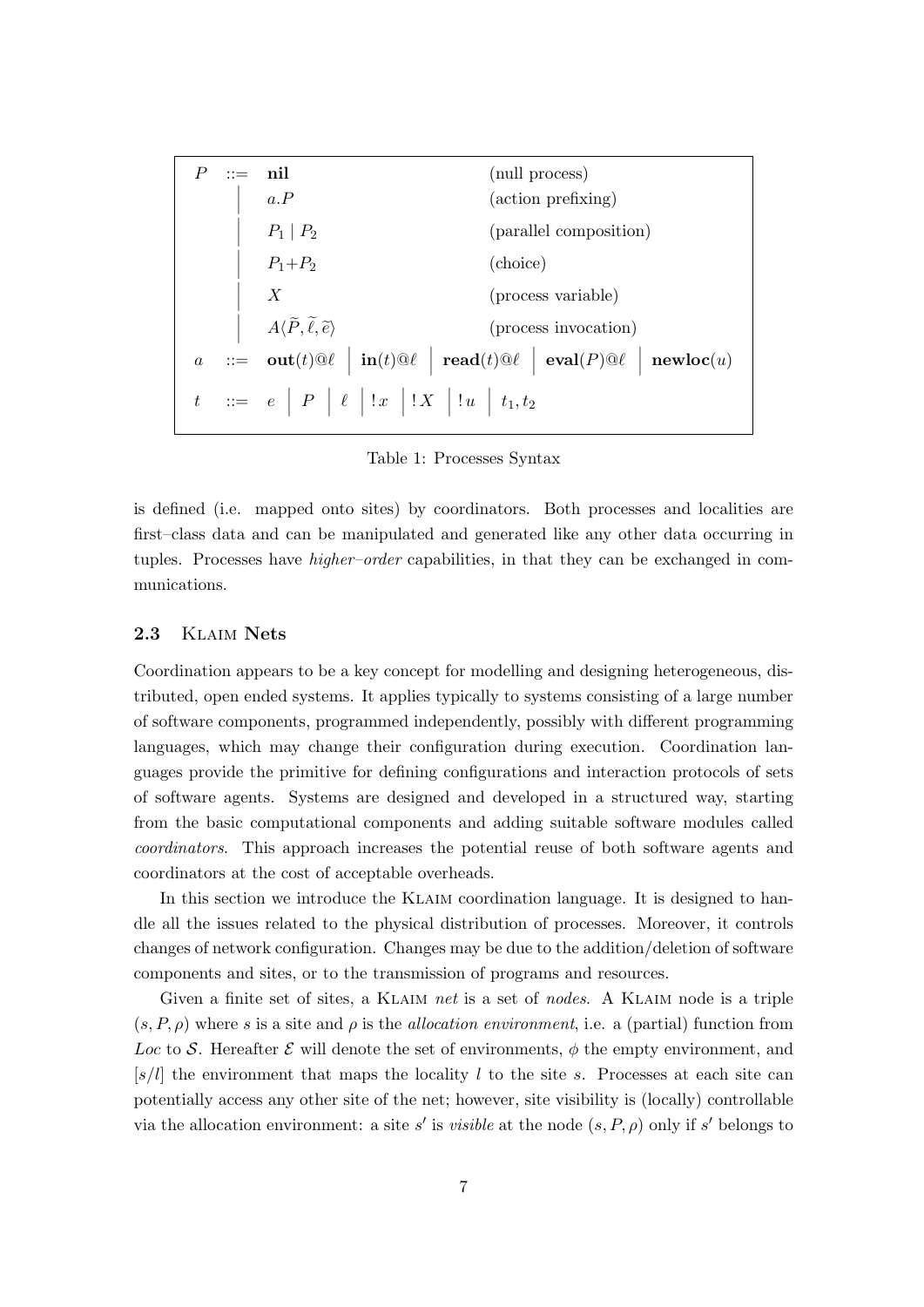$$
\begin{array}{rcll}
P & ::= & \mathbf{nil} & \text{(null process)} \\
 & \big| & a.P & \text{(action prefixing)} \\
 & \big| & P_1 \mid P_2 & \text{(parallel composition)} \\
 & \big| & P_1 + P_2 & \text{(choice)} \\
 & \big| & X & \text{(process variable)} \\
 & \big| & A\langle \widetilde{P}, \widetilde{\ell}, \widetilde{e} \rangle & \text{(process invocation)} \\
a & ::= & \mathbf{out}(t)@\ell \;\big|\; \mathbf{in}(t)@\ell \;\big|\; \mathbf{read}(t)@\ell \;\big|\; \mathbf{eval}(P)@\ell \;\big|\; \mathbf{newloc}(u) & \\
t & ::= & e \;\big|\; P \;\big|\; \ell \;\big|\; !\,x \;\big|\; !\,X \;\big|\; !\,u \;\big|\; t_1, t_2 &
\end{array}
$$

Table 1: Processes Syntax

is defined (i.e. mapped onto sites) by coordinators. Both processes and localities are first–class data and can be manipulated and generated like any other data occurring in tuples. Processes have *higher–order* capabilities, in that they can be exchanged in communications.

### 2.3 Klaim Nets

Coordination appears to be a key concept for modelling and designing heterogeneous, distributed, open ended systems. It applies typically to systems consisting of a large number of software components, programmed independently, possibly with different programming languages, which may change their configuration during execution. Coordination languages provide the primitive for defining configurations and interaction protocols of sets of software agents. Systems are designed and developed in a structured way, starting from the basic computational components and adding suitable software modules called *coordinators*. This approach increases the potential reuse of both software agents and coordinators at the cost of acceptable overheads.

In this section we introduce the Klaim coordination language. It is designed to handle all the issues related to the physical distribution of processes. Moreover, it controls changes of network configuration. Changes may be due to the addition/deletion of software components and sites, or to the transmission of programs and resources.

Given a finite set of sites, a Klaim *net* is a set of *nodes*. A Klaim node is a triple $(s, P, \rho)$ where $s$ is a site and $\rho$ is the *allocation environment*, i.e. a (partial) function from *Loc* to $\mathcal{S}$. Hereafter $\mathcal{E}$ will denote the set of environments, $\phi$ the empty environment, and $[s/l]$ the environment that maps the locality $l$ to the site $s$. Processes at each site can potentially access any other site of the net; however, site visibility is (locally) controllable via the allocation environment: a site $s'$ is *visible* at the node $(s, P, \rho)$ only if $s'$ belongs to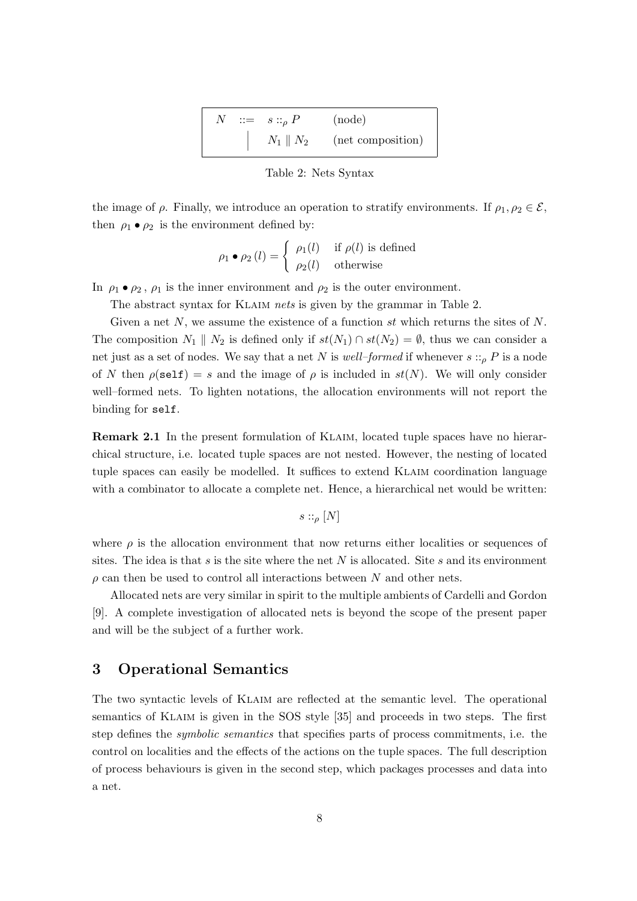| $N$ | $::=$ | $s ::_\rho P$ | (node) |
|---|---|---|---|
| | $\mid$ | $N_1 \parallel N_2$ | (net composition) |

Table 2: Nets Syntax

the image of $\rho$. Finally, we introduce an operation to stratify environments. If $\rho_1, \rho_2 \in \mathcal{E}$, then $\rho_1 \bullet \rho_2$ is the environment defined by:

$$\rho_1 \bullet \rho_2\,(l) = \begin{cases} \rho_1(l) & \text{if } \rho(l) \text{ is defined} \\ \rho_2(l) & \text{otherwise} \end{cases}$$

In $\rho_1 \bullet \rho_2$, $\rho_1$ is the inner environment and $\rho_2$ is the outer environment.

The abstract syntax for KLAIM *nets* is given by the grammar in Table 2.

Given a net $N$, we assume the existence of a function $st$ which returns the sites of $N$. The composition $N_1 \parallel N_2$ is defined only if $st(N_1) \cap st(N_2) = \emptyset$, thus we can consider a net just as a set of nodes. We say that a net $N$ is *well–formed* if whenever $s ::_\rho P$ is a node of $N$ then $\rho(\texttt{self}) = s$ and the image of $\rho$ is included in $st(N)$. We will only consider well–formed nets. To lighten notations, the allocation environments will not report the binding for `self`.

**Remark 2.1** In the present formulation of KLAIM, located tuple spaces have no hierarchical structure, i.e. located tuple spaces are not nested. However, the nesting of located tuple spaces can easily be modelled. It suffices to extend KLAIM coordination language with a combinator to allocate a complete net. Hence, a hierarchical net would be written:

$$s ::_\rho [N]$$

where $\rho$ is the allocation environment that now returns either localities or sequences of sites. The idea is that $s$ is the site where the net $N$ is allocated. Site $s$ and its environment $\rho$ can then be used to control all interactions between $N$ and other nets.

Allocated nets are very similar in spirit to the multiple ambients of Cardelli and Gordon [9]. A complete investigation of allocated nets is beyond the scope of the present paper and will be the subject of a further work.

## 3 Operational Semantics

The two syntactic levels of KLAIM are reflected at the semantic level. The operational semantics of KLAIM is given in the SOS style [35] and proceeds in two steps. The first step defines the *symbolic semantics* that specifies parts of process commitments, i.e. the control on localities and the effects of the actions on the tuple spaces. The full description of process behaviours is given in the second step, which packages processes and data into a net.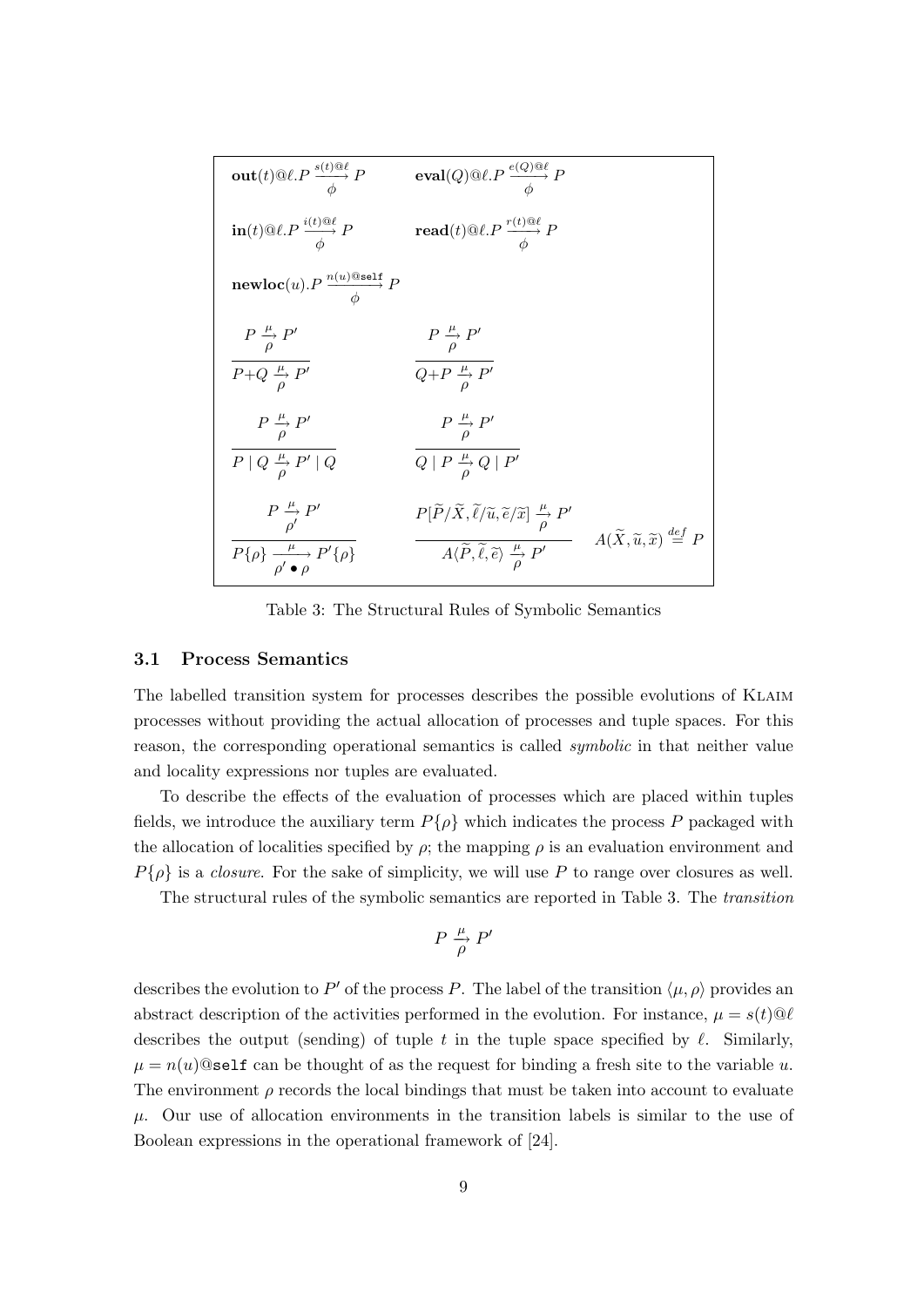$$\mathbf{out}(t)@\ell.P \xrightarrow[\phi]{s(t)@\ell} P \qquad \mathbf{eval}(Q)@\ell.P \xrightarrow[\phi]{e(Q)@\ell} P$$

$$\mathbf{in}(t)@\ell.P \xrightarrow[\phi]{i(t)@\ell} P \qquad \mathbf{read}(t)@\ell.P \xrightarrow[\phi]{r(t)@\ell} P$$

$$\mathbf{newloc}(u).P \xrightarrow[\phi]{n(u)@\mathtt{self}} P$$

$$\frac{P \xrightarrow[\rho]{\mu} P'}{P+Q \xrightarrow[\rho]{\mu} P'} \qquad \frac{P \xrightarrow[\rho]{\mu} P'}{Q+P \xrightarrow[\rho]{\mu} P'}$$

$$\frac{P \xrightarrow[\rho]{\mu} P'}{P \mid Q \xrightarrow[\rho]{\mu} P' \mid Q} \qquad \frac{P \xrightarrow[\rho]{\mu} P'}{Q \mid P \xrightarrow[\rho]{\mu} Q \mid P'}$$

$$\frac{P \xrightarrow[\rho']{\mu} P'}{P\{\rho\} \xrightarrow[\rho' \bullet \rho]{\mu} P'\{\rho\}} \qquad \frac{P[\widetilde{P}/\widetilde{X}, \widetilde{\ell}/\widetilde{u}, \widetilde{e}/\widetilde{x}] \xrightarrow[\rho]{\mu} P'}{A\langle \widetilde{P}, \widetilde{\ell}, \widetilde{e}\rangle \xrightarrow[\rho]{\mu} P'} \quad A(\widetilde{X}, \widetilde{u}, \widetilde{x}) \stackrel{def}{=} P$$

Table 3: The Structural Rules of Symbolic Semantics

### 3.1 Process Semantics

The labelled transition system for processes describes the possible evolutions of Klaim processes without providing the actual allocation of processes and tuple spaces. For this reason, the corresponding operational semantics is called *symbolic* in that neither value and locality expressions nor tuples are evaluated.

To describe the effects of the evaluation of processes which are placed within tuples fields, we introduce the auxiliary term $P\{\rho\}$ which indicates the process $P$ packaged with the allocation of localities specified by $\rho$; the mapping $\rho$ is an evaluation environment and $P\{\rho\}$ is a *closure*. For the sake of simplicity, we will use $P$ to range over closures as well.

The structural rules of the symbolic semantics are reported in Table 3. The *transition*

$$P \xrightarrow[\rho]{\mu} P'$$

describes the evolution to $P'$ of the process $P$. The label of the transition $\langle \mu, \rho \rangle$ provides an abstract description of the activities performed in the evolution. For instance, $\mu = s(t)@\ell$ describes the output (sending) of tuple $t$ in the tuple space specified by $\ell$. Similarly, $\mu = n(u)@\mathtt{self}$ can be thought of as the request for binding a fresh site to the variable $u$. The environment $\rho$ records the local bindings that must be taken into account to evaluate $\mu$. Our use of allocation environments in the transition labels is similar to the use of Boolean expressions in the operational framework of [24].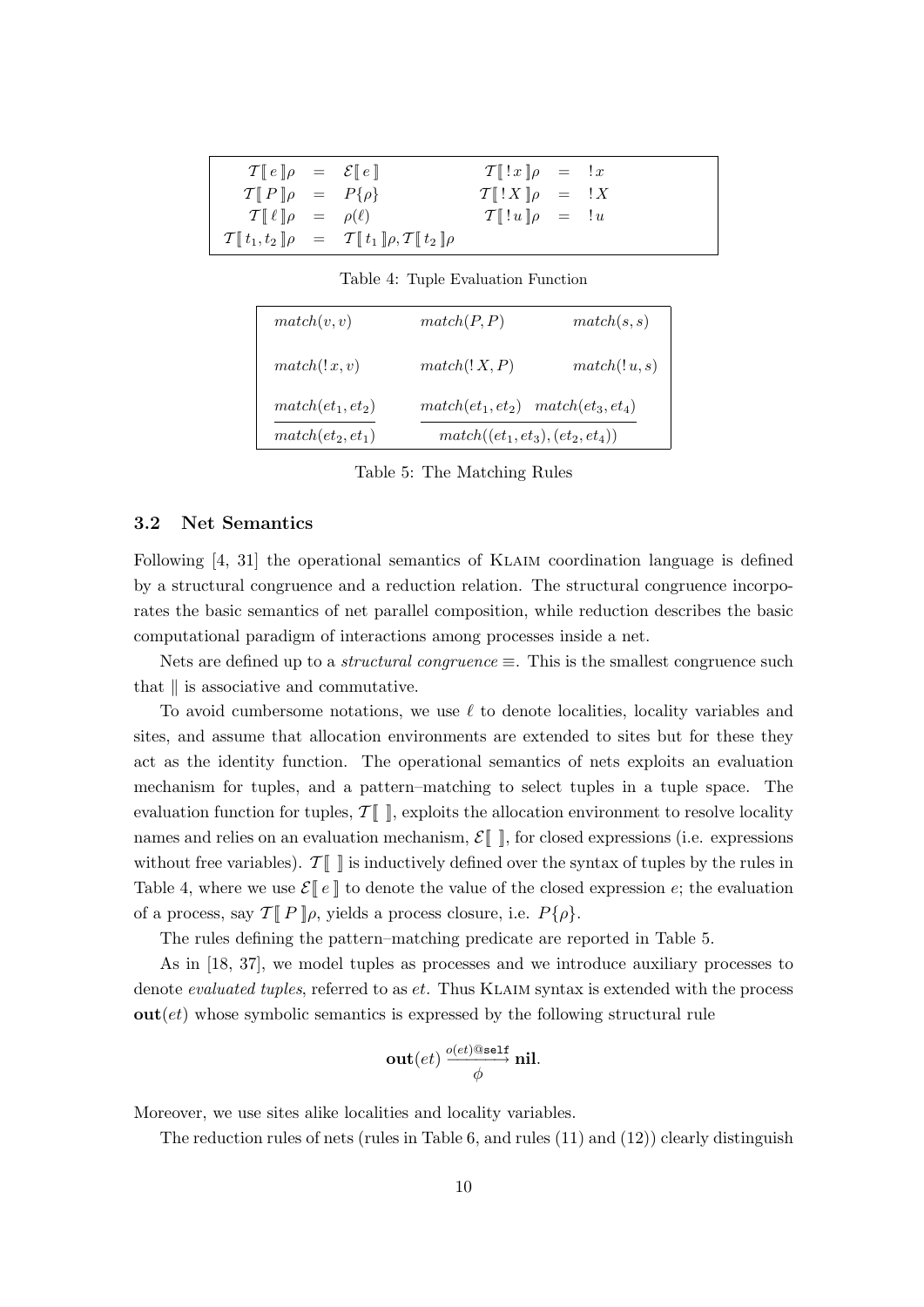| | | | | |
|---|---|---|---|---|
| $\mathcal{T}[\![ e ]\!]\rho = \mathcal{E}[\![ e ]\!]$ | | $\mathcal{T}[\![ !x ]\!]\rho = !x$ | | |
| $\mathcal{T}[\![ P ]\!]\rho = P\{\rho\}$ | | $\mathcal{T}[\![ !X ]\!]\rho = !X$ | | |
| $\mathcal{T}[\![ \ell ]\!]\rho = \rho(\ell)$ | | $\mathcal{T}[\![ !u ]\!]\rho = !u$ | | |
| $\mathcal{T}[\![ t_1, t_2 ]\!]\rho = \mathcal{T}[\![ t_1 ]\!]\rho, \mathcal{T}[\![ t_2 ]\!]\rho$ | | | | |

Table 4: Tuple Evaluation Function

| | | |
|---|---|---|
| $match(v, v)$ | $match(P, P)$ | $match(s, s)$ |
| $match(!x, v)$ | $match(!X, P)$ | $match(!u, s)$ |
| $\dfrac{match(et_1, et_2)}{match(et_2, et_1)}$ | $\dfrac{match(et_1, et_2) \quad match(et_3, et_4)}{match((et_1, et_3), (et_2, et_4))}$ | |

Table 5: The Matching Rules

### 3.2 Net Semantics

Following [4, 31] the operational semantics of KLAIM coordination language is defined by a structural congruence and a reduction relation. The structural congruence incorporates the basic semantics of net parallel composition, while reduction describes the basic computational paradigm of interactions among processes inside a net.

Nets are defined up to a *structural congruence* $\equiv$. This is the smallest congruence such that $\|$ is associative and commutative.

To avoid cumbersome notations, we use $\ell$ to denote localities, locality variables and sites, and assume that allocation environments are extended to sites but for these they act as the identity function. The operational semantics of nets exploits an evaluation mechanism for tuples, and a pattern–matching to select tuples in a tuple space. The evaluation function for tuples, $\mathcal{T}[\![\ ]\!]$, exploits the allocation environment to resolve locality names and relies on an evaluation mechanism, $\mathcal{E}[\![\ ]\!]$, for closed expressions (i.e. expressions without free variables). $\mathcal{T}[\![\ ]\!]$ is inductively defined over the syntax of tuples by the rules in Table 4, where we use $\mathcal{E}[\![ e ]\!]$ to denote the value of the closed expression $e$; the evaluation of a process, say $\mathcal{T}[\![ P ]\!]\rho$, yields a process closure, i.e. $P\{\rho\}$.

The rules defining the pattern–matching predicate are reported in Table 5.

As in [18, 37], we model tuples as processes and we introduce auxiliary processes to denote *evaluated tuples*, referred to as $et$. Thus KLAIM syntax is extended with the process $\mathbf{out}(et)$ whose symbolic semantics is expressed by the following structural rule

$$\mathbf{out}(et) \xrightarrow[\phi]{o(et)@\mathtt{self}} \mathbf{nil}.$$

Moreover, we use sites alike localities and locality variables.

The reduction rules of nets (rules in Table 6, and rules (11) and (12)) clearly distinguish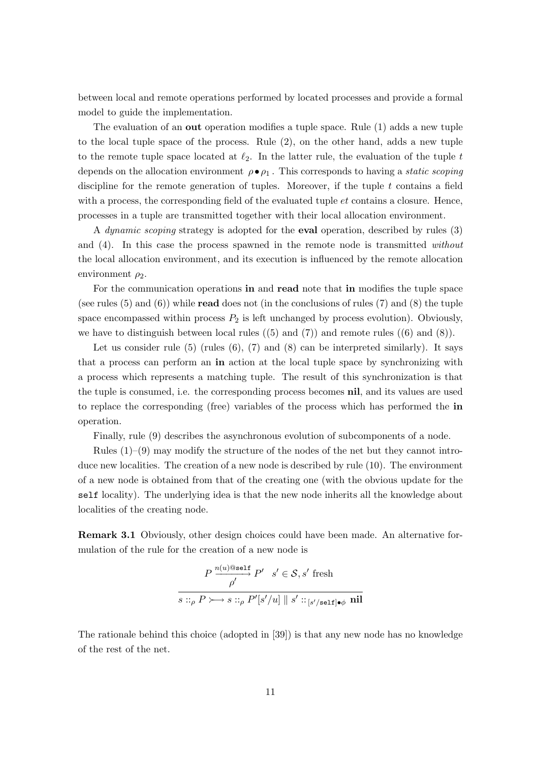between local and remote operations performed by located processes and provide a formal model to guide the implementation.

The evaluation of an **out** operation modifies a tuple space. Rule (1) adds a new tuple to the local tuple space of the process. Rule (2), on the other hand, adds a new tuple to the remote tuple space located at $\ell_2$. In the latter rule, the evaluation of the tuple $t$ depends on the allocation environment $\rho \bullet \rho_1$. This corresponds to having a *static scoping* discipline for the remote generation of tuples. Moreover, if the tuple $t$ contains a field with a process, the corresponding field of the evaluated tuple $et$ contains a closure. Hence, processes in a tuple are transmitted together with their local allocation environment.

A *dynamic scoping* strategy is adopted for the **eval** operation, described by rules (3) and (4). In this case the process spawned in the remote node is transmitted *without* the local allocation environment, and its execution is influenced by the remote allocation environment $\rho_2$.

For the communication operations **in** and **read** note that **in** modifies the tuple space (see rules (5) and (6)) while **read** does not (in the conclusions of rules (7) and (8) the tuple space encompassed within process $P_2$ is left unchanged by process evolution). Obviously, we have to distinguish between local rules ((5) and (7)) and remote rules ((6) and (8)).

Let us consider rule (5) (rules (6), (7) and (8) can be interpreted similarly). It says that a process can perform an **in** action at the local tuple space by synchronizing with a process which represents a matching tuple. The result of this synchronization is that the tuple is consumed, i.e. the corresponding process becomes **nil**, and its values are used to replace the corresponding (free) variables of the process which has performed the **in** operation.

Finally, rule (9) describes the asynchronous evolution of subcomponents of a node.

Rules (1)–(9) may modify the structure of the nodes of the net but they cannot introduce new localities. The creation of a new node is described by rule (10). The environment of a new node is obtained from that of the creating one (with the obvious update for the `self` locality). The underlying idea is that the new node inherits all the knowledge about localities of the creating node.

**Remark 3.1** Obviously, other design choices could have been made. An alternative formulation of the rule for the creation of a new node is

$$\frac{P \xrightarrow[\rho']{n(u)@\texttt{self}} P' \quad s' \in \mathcal{S}, s' \text{ fresh}}{s ::_\rho P \rightarrowtail s ::_\rho P'[s'/u] \parallel s' ::_{[s'/\texttt{self}]\bullet\phi} \textbf{nil}}$$

The rationale behind this choice (adopted in [39]) is that any new node has no knowledge of the rest of the net.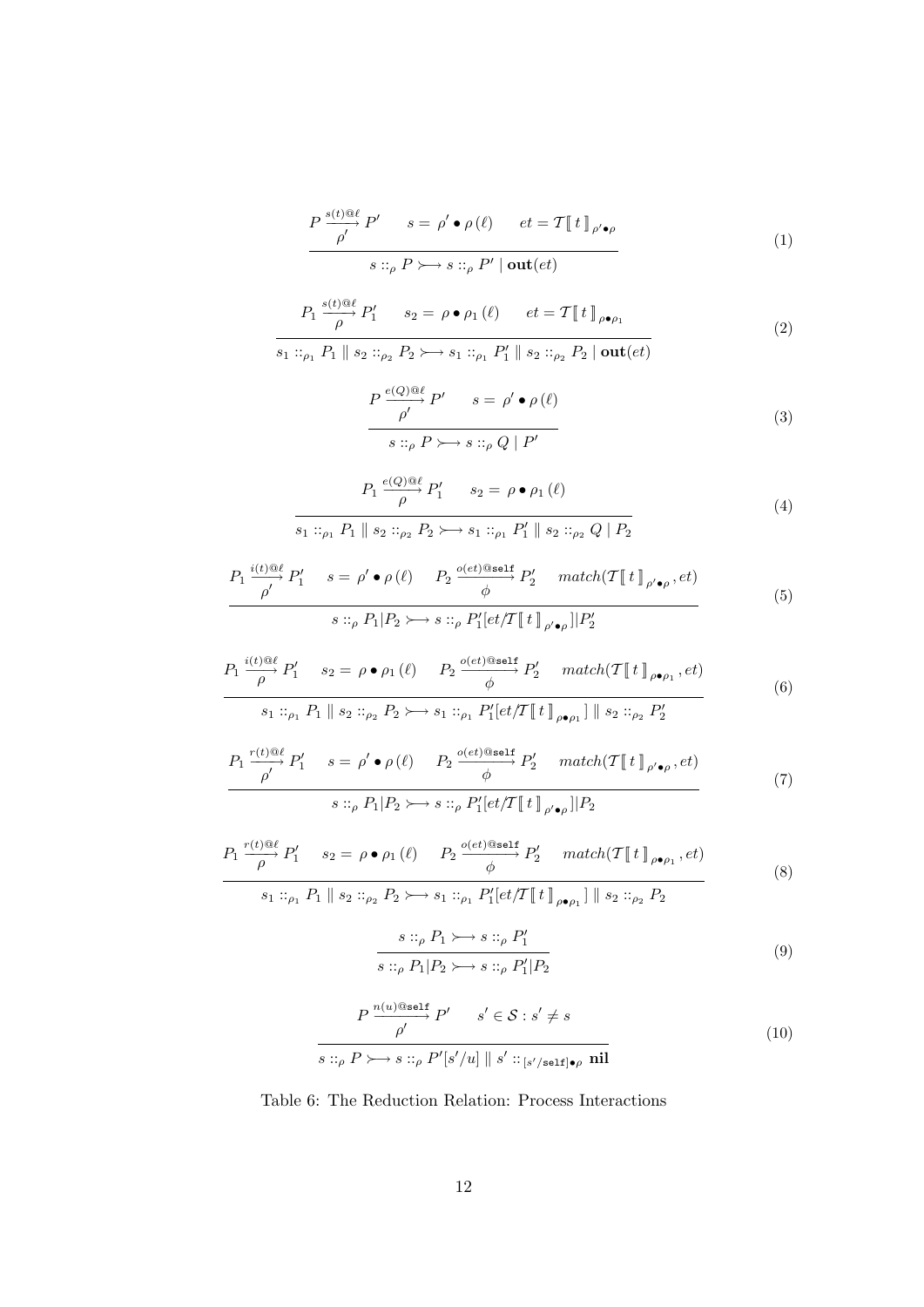$$\frac{P \xrightarrow[\rho']{s(t)@\ell} P' \qquad s = \rho' \bullet \rho\,(\ell) \qquad et = \mathcal{T}[\![\, t \,]\!]_{\rho' \bullet \rho}}{s ::_{\rho} P \rightarrowtail s ::_{\rho} P' \mid \mathbf{out}(et)} \tag{1}$$

$$\frac{P_1 \xrightarrow[\rho]{s(t)@\ell} P_1' \qquad s_2 = \rho \bullet \rho_1\,(\ell) \qquad et = \mathcal{T}[\![\, t \,]\!]_{\rho \bullet \rho_1}}{s_1 ::_{\rho_1} P_1 \parallel s_2 ::_{\rho_2} P_2 \rightarrowtail s_1 ::_{\rho_1} P_1' \parallel s_2 ::_{\rho_2} P_2 \mid \mathbf{out}(et)} \tag{2}$$

$$\frac{P \xrightarrow[\rho']{e(Q)@\ell} P' \qquad s = \rho' \bullet \rho\,(\ell)}{s ::_{\rho} P \rightarrowtail s ::_{\rho} Q \mid P'} \tag{3}$$

$$\frac{P_1 \xrightarrow[\rho]{e(Q)@\ell} P_1' \qquad s_2 = \rho \bullet \rho_1\,(\ell)}{s_1 ::_{\rho_1} P_1 \parallel s_2 ::_{\rho_2} P_2 \rightarrowtail s_1 ::_{\rho_1} P_1' \parallel s_2 ::_{\rho_2} Q \mid P_2} \tag{4}$$

$$\frac{P_1 \xrightarrow[\rho']{i(t)@\ell} P_1' \qquad s = \rho' \bullet \rho\,(\ell) \qquad P_2 \xrightarrow[\phi]{o(et)@\mathtt{self}} P_2' \qquad match(\mathcal{T}[\![\, t \,]\!]_{\rho' \bullet \rho}, et)}{s ::_{\rho} P_1 | P_2 \rightarrowtail s ::_{\rho} P_1'[et/\mathcal{T}[\![\, t \,]\!]_{\rho' \bullet \rho}] | P_2'} \tag{5}$$

$$\frac{P_1 \xrightarrow[\rho]{i(t)@\ell} P_1' \qquad s_2 = \rho \bullet \rho_1\,(\ell) \qquad P_2 \xrightarrow[\phi]{o(et)@\mathtt{self}} P_2' \qquad match(\mathcal{T}[\![\, t \,]\!]_{\rho \bullet \rho_1}, et)}{s_1 ::_{\rho_1} P_1 \parallel s_2 ::_{\rho_2} P_2 \rightarrowtail s_1 ::_{\rho_1} P_1'[et/\mathcal{T}[\![\, t \,]\!]_{\rho \bullet \rho_1}] \parallel s_2 ::_{\rho_2} P_2'} \tag{6}$$

$$\frac{P_1 \xrightarrow[\rho']{r(t)@\ell} P_1' \qquad s = \rho' \bullet \rho\,(\ell) \qquad P_2 \xrightarrow[\phi]{o(et)@\mathtt{self}} P_2' \qquad match(\mathcal{T}[\![\, t \,]\!]_{\rho' \bullet \rho}, et)}{s ::_{\rho} P_1 | P_2 \rightarrowtail s ::_{\rho} P_1'[et/\mathcal{T}[\![\, t \,]\!]_{\rho' \bullet \rho}] | P_2} \tag{7}$$

$$\frac{P_1 \xrightarrow[\rho]{r(t)@\ell} P_1' \qquad s_2 = \rho \bullet \rho_1\,(\ell) \qquad P_2 \xrightarrow[\phi]{o(et)@\mathtt{self}} P_2' \qquad match(\mathcal{T}[\![\, t \,]\!]_{\rho \bullet \rho_1}, et)}{s_1 ::_{\rho_1} P_1 \parallel s_2 ::_{\rho_2} P_2 \rightarrowtail s_1 ::_{\rho_1} P_1'[et/\mathcal{T}[\![\, t \,]\!]_{\rho \bullet \rho_1}] \parallel s_2 ::_{\rho_2} P_2} \tag{8}$$

$$\frac{s ::_{\rho} P_1 \rightarrowtail s ::_{\rho} P_1'}{s ::_{\rho} P_1 | P_2 \rightarrowtail s ::_{\rho} P_1' | P_2} \tag{9}$$

$$\frac{P \xrightarrow[\rho']{n(u)@\mathtt{self}} P' \qquad s' \in \mathcal{S} : s' \neq s}{s ::_{\rho} P \rightarrowtail s ::_{\rho} P'[s'/u] \parallel s' ::_{[s'/\mathtt{self}] \bullet \rho} \mathbf{nil}} \tag{10}$$

Table 6: The Reduction Relation: Process Interactions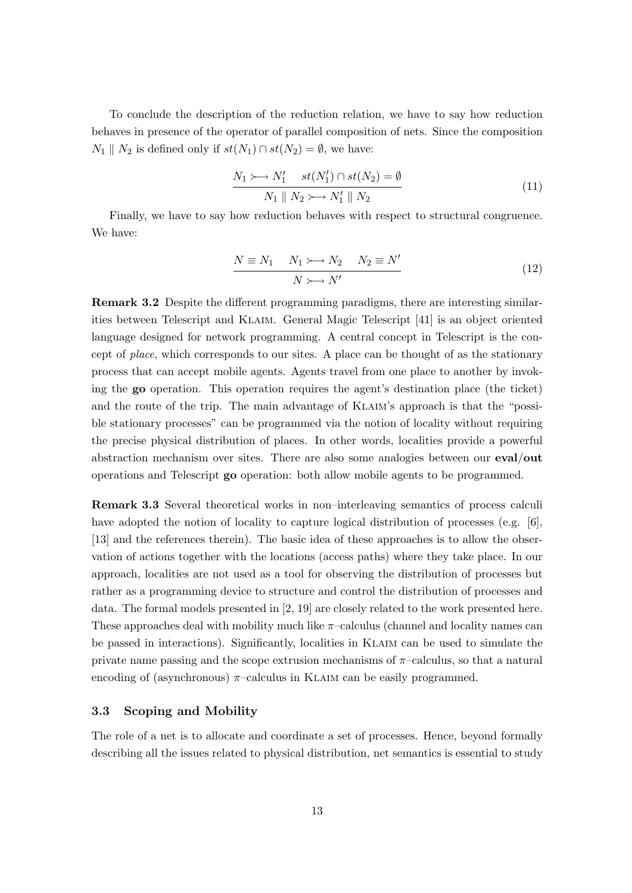To conclude the description of the reduction relation, we have to say how reduction behaves in presence of the operator of parallel composition of nets. Since the composition $N_1 \parallel N_2$ is defined only if $st(N_1) \cap st(N_2) = \emptyset$, we have:

$$\frac{N_1 \rightarrowtail N_1' \quad st(N_1') \cap st(N_2) = \emptyset}{N_1 \parallel N_2 \rightarrowtail N_1' \parallel N_2} \tag{11}$$

Finally, we have to say how reduction behaves with respect to structural congruence. We have:

$$\frac{N \equiv N_1 \quad N_1 \rightarrowtail N_2 \quad N_2 \equiv N'}{N \rightarrowtail N'} \tag{12}$$

**Remark 3.2** Despite the different programming paradigms, there are interesting similarities between Telescript and KLAIM. General Magic Telescript [41] is an object oriented language designed for network programming. A central concept in Telescript is the concept of *place*, which corresponds to our sites. A place can be thought of as the stationary process that can accept mobile agents. Agents travel from one place to another by invoking the **go** operation. This operation requires the agent's destination place (the ticket) and the route of the trip. The main advantage of KLAIM's approach is that the "possible stationary processes" can be programmed via the notion of locality without requiring the precise physical distribution of places. In other words, localities provide a powerful abstraction mechanism over sites. There are also some analogies between our **eval**/**out** operations and Telescript **go** operation: both allow mobile agents to be programmed.

**Remark 3.3** Several theoretical works in non–interleaving semantics of process calculi have adopted the notion of locality to capture logical distribution of processes (e.g. [6], [13] and the references therein). The basic idea of these approaches is to allow the observation of actions together with the locations (access paths) where they take place. In our approach, localities are not used as a tool for observing the distribution of processes but rather as a programming device to structure and control the distribution of processes and data. The formal models presented in [2, 19] are closely related to the work presented here. These approaches deal with mobility much like $\pi$–calculus (channel and locality names can be passed in interactions). Significantly, localities in KLAIM can be used to simulate the private name passing and the scope extrusion mechanisms of $\pi$–calculus, so that a natural encoding of (asynchronous) $\pi$–calculus in KLAIM can be easily programmed.

### 3.3 Scoping and Mobility

The role of a net is to allocate and coordinate a set of processes. Hence, beyond formally describing all the issues related to physical distribution, net semantics is essential to study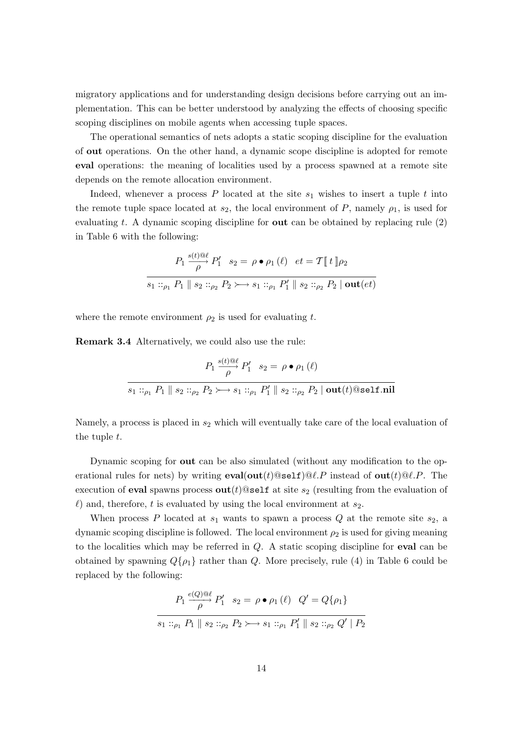migratory applications and for understanding design decisions before carrying out an implementation. This can be better understood by analyzing the effects of choosing specific scoping disciplines on mobile agents when accessing tuple spaces.

The operational semantics of nets adopts a static scoping discipline for the evaluation of **out** operations. On the other hand, a dynamic scope discipline is adopted for remote **eval** operations: the meaning of localities used by a process spawned at a remote site depends on the remote allocation environment.

Indeed, whenever a process $P$ located at the site $s_1$ wishes to insert a tuple $t$ into the remote tuple space located at $s_2$, the local environment of $P$, namely $\rho_1$, is used for evaluating $t$. A dynamic scoping discipline for **out** can be obtained by replacing rule (2) in Table 6 with the following:

$$\frac{P_1 \xrightarrow[\rho]{s(t)@\ell} P_1' \quad s_2 = \rho \bullet \rho_1(\ell) \quad et = \mathcal{T}[\![ t ]\!]\rho_2}{s_1 ::_{\rho_1} P_1 \parallel s_2 ::_{\rho_2} P_2 \rightarrowtail s_1 ::_{\rho_1} P_1' \parallel s_2 ::_{\rho_2} P_2 \mid \mathbf{out}(et)}$$

where the remote environment $\rho_2$ is used for evaluating $t$.

**Remark 3.4** Alternatively, we could also use the rule:

$$\frac{P_1 \xrightarrow[\rho]{s(t)@\ell} P_1' \quad s_2 = \rho \bullet \rho_1(\ell)}{s_1 ::_{\rho_1} P_1 \parallel s_2 ::_{\rho_2} P_2 \rightarrowtail s_1 ::_{\rho_1} P_1' \parallel s_2 ::_{\rho_2} P_2 \mid \mathbf{out}(t)@\mathtt{self}.\mathbf{nil}}$$

Namely, a process is placed in $s_2$ which will eventually take care of the local evaluation of the tuple $t$.

Dynamic scoping for **out** can be also simulated (without any modification to the operational rules for nets) by writing $\mathbf{eval}(\mathbf{out}(t)@\mathtt{self})@\ell.P$ instead of $\mathbf{out}(t)@\ell.P$. The execution of **eval** spawns process $\mathbf{out}(t)@\mathtt{self}$ at site $s_2$ (resulting from the evaluation of $\ell$) and, therefore, $t$ is evaluated by using the local environment at $s_2$.

When process $P$ located at $s_1$ wants to spawn a process $Q$ at the remote site $s_2$, a dynamic scoping discipline is followed. The local environment $\rho_2$ is used for giving meaning to the localities which may be referred in $Q$. A static scoping discipline for **eval** can be obtained by spawning $Q\{\rho_1\}$ rather than $Q$. More precisely, rule (4) in Table 6 could be replaced by the following:

$$\frac{P_1 \xrightarrow[\rho]{e(Q)@\ell} P_1' \quad s_2 = \rho \bullet \rho_1(\ell) \quad Q' = Q\{\rho_1\}}{s_1 ::_{\rho_1} P_1 \parallel s_2 ::_{\rho_2} P_2 \rightarrowtail s_1 ::_{\rho_1} P_1' \parallel s_2 ::_{\rho_2} Q' \mid P_2}$$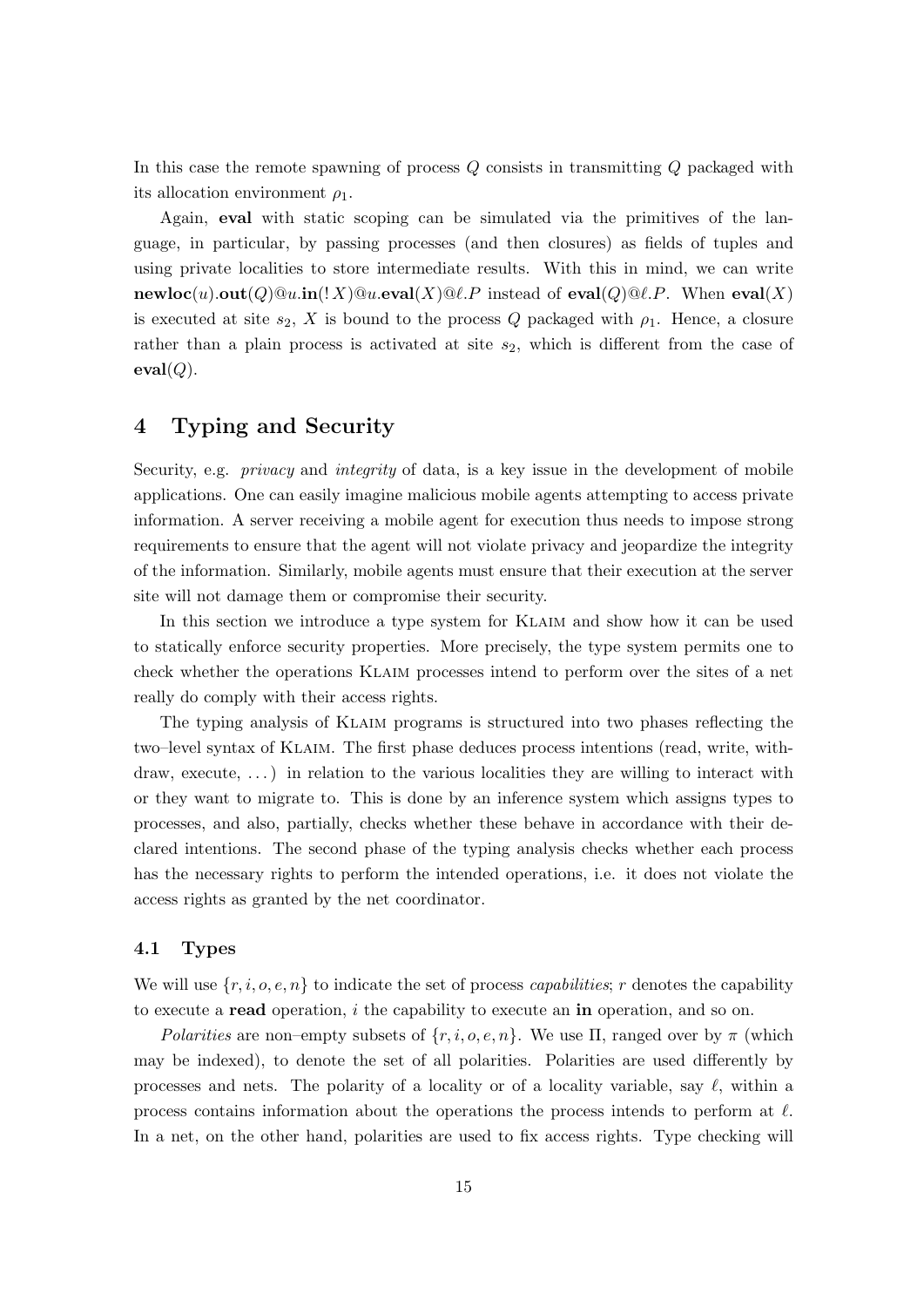In this case the remote spawning of process $Q$ consists in transmitting $Q$ packaged with its allocation environment $\rho_1$.

Again, **eval** with static scoping can be simulated via the primitives of the language, in particular, by passing processes (and then closures) as fields of tuples and using private localities to store intermediate results. With this in mind, we can write $\mathbf{newloc}(u).\mathbf{out}(Q)@u.\mathbf{in}(!\,X)@u.\mathbf{eval}(X)@\ell.P$ instead of $\mathbf{eval}(Q)@\ell.P$. When $\mathbf{eval}(X)$ is executed at site $s_2$, $X$ is bound to the process $Q$ packaged with $\rho_1$. Hence, a closure rather than a plain process is activated at site $s_2$, which is different from the case of $\mathbf{eval}(Q)$.

# 4 Typing and Security

Security, e.g. *privacy* and *integrity* of data, is a key issue in the development of mobile applications. One can easily imagine malicious mobile agents attempting to access private information. A server receiving a mobile agent for execution thus needs to impose strong requirements to ensure that the agent will not violate privacy and jeopardize the integrity of the information. Similarly, mobile agents must ensure that their execution at the server site will not damage them or compromise their security.

In this section we introduce a type system for Klaim and show how it can be used to statically enforce security properties. More precisely, the type system permits one to check whether the operations Klaim processes intend to perform over the sites of a net really do comply with their access rights.

The typing analysis of Klaim programs is structured into two phases reflecting the two–level syntax of Klaim. The first phase deduces process intentions (read, write, withdraw, execute, ...) in relation to the various localities they are willing to interact with or they want to migrate to. This is done by an inference system which assigns types to processes, and also, partially, checks whether these behave in accordance with their declared intentions. The second phase of the typing analysis checks whether each process has the necessary rights to perform the intended operations, i.e. it does not violate the access rights as granted by the net coordinator.

## 4.1 Types

We will use $\{r, i, o, e, n\}$ to indicate the set of process *capabilities*; $r$ denotes the capability to execute a **read** operation, $i$ the capability to execute an **in** operation, and so on.

*Polarities* are non–empty subsets of $\{r, i, o, e, n\}$. We use $\Pi$, ranged over by $\pi$ (which may be indexed), to denote the set of all polarities. Polarities are used differently by processes and nets. The polarity of a locality or of a locality variable, say $\ell$, within a process contains information about the operations the process intends to perform at $\ell$. In a net, on the other hand, polarities are used to fix access rights. Type checking will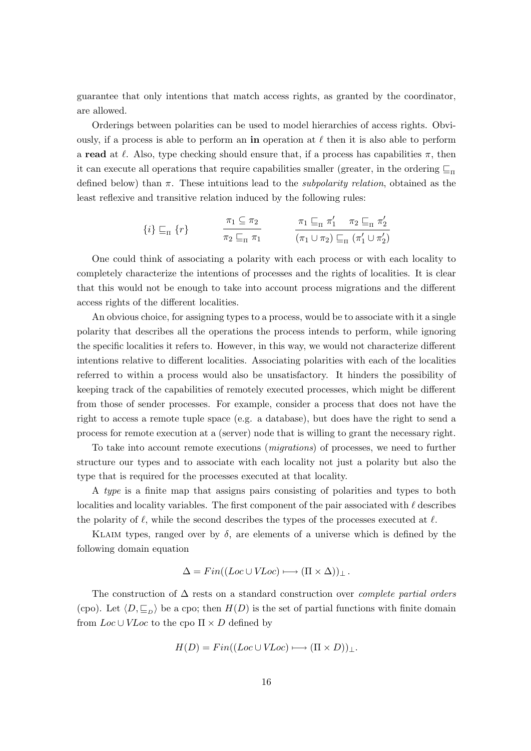guarantee that only intentions that match access rights, as granted by the coordinator, are allowed.

Orderings between polarities can be used to model hierarchies of access rights. Obviously, if a process is able to perform an **in** operation at $\ell$ then it is also able to perform a **read** at $\ell$. Also, type checking should ensure that, if a process has capabilities $\pi$, then it can execute all operations that require capabilities smaller (greater, in the ordering $\sqsubseteq_{\Pi}$ defined below) than $\pi$. These intuitions lead to the *subpolarity relation*, obtained as the least reflexive and transitive relation induced by the following rules:

$$\{i\} \sqsubseteq_{\Pi} \{r\} \qquad \frac{\pi_1 \subseteq \pi_2}{\pi_2 \sqsubseteq_{\Pi} \pi_1} \qquad \frac{\pi_1 \sqsubseteq_{\Pi} \pi_1' \quad \pi_2 \sqsubseteq_{\Pi} \pi_2'}{(\pi_1 \cup \pi_2) \sqsubseteq_{\Pi} (\pi_1' \cup \pi_2')}$$

One could think of associating a polarity with each process or with each locality to completely characterize the intentions of processes and the rights of localities. It is clear that this would not be enough to take into account process migrations and the different access rights of the different localities.

An obvious choice, for assigning types to a process, would be to associate with it a single polarity that describes all the operations the process intends to perform, while ignoring the specific localities it refers to. However, in this way, we would not characterize different intentions relative to different localities. Associating polarities with each of the localities referred to within a process would also be unsatisfactory. It hinders the possibility of keeping track of the capabilities of remotely executed processes, which might be different from those of sender processes. For example, consider a process that does not have the right to access a remote tuple space (e.g. a database), but does have the right to send a process for remote execution at a (server) node that is willing to grant the necessary right.

To take into account remote executions (*migrations*) of processes, we need to further structure our types and to associate with each locality not just a polarity but also the type that is required for the processes executed at that locality.

A *type* is a finite map that assigns pairs consisting of polarities and types to both localities and locality variables. The first component of the pair associated with $\ell$ describes the polarity of $\ell$, while the second describes the types of the processes executed at $\ell$.

KLAIM types, ranged over by $\delta$, are elements of a universe which is defined by the following domain equation

$$\Delta = Fin((Loc \cup VLoc) \longmapsto (\Pi \times \Delta))_{\bot}.$$

The construction of $\Delta$ rests on a standard construction over *complete partial orders* (cpo). Let $\langle D, \sqsubseteq_D \rangle$ be a cpo; then $H(D)$ is the set of partial functions with finite domain from $Loc \cup VLoc$ to the cpo $\Pi \times D$ defined by

$$H(D) = Fin((Loc \cup VLoc) \longmapsto (\Pi \times D))_{\bot}.$$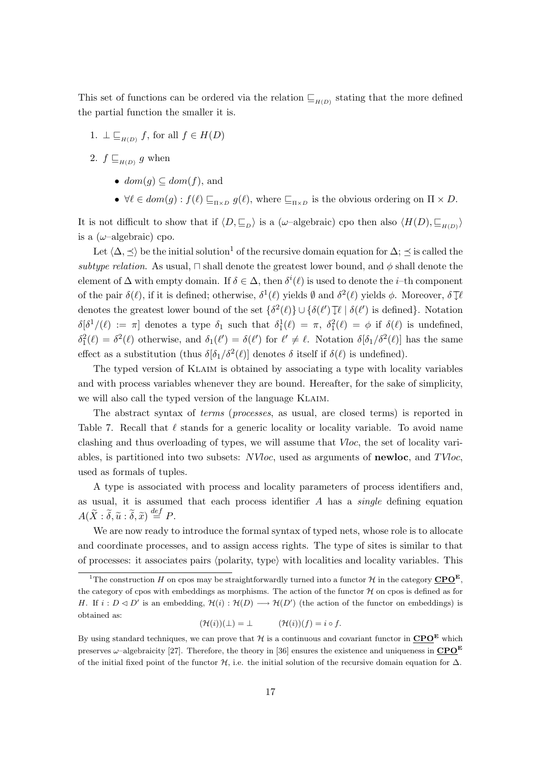This set of functions can be ordered via the relation $\sqsubseteq_{H(D)}$ stating that the more defined the partial function the smaller it is.

1. $\bot \sqsubseteq_{H(D)} f$, for all $f \in H(D)$
2. $f \sqsubseteq_{H(D)} g$ when
   - $dom(g) \subseteq dom(f)$, and
   - $\forall \ell \in dom(g) : f(\ell) \sqsubseteq_{\Pi \times D} g(\ell)$, where $\sqsubseteq_{\Pi \times D}$ is the obvious ordering on $\Pi \times D$.

It is not difficult to show that if $\langle D, \sqsubseteq_D \rangle$ is a ($\omega$–algebraic) cpo then also $\langle H(D), \sqsubseteq_{H(D)} \rangle$ is a ($\omega$–algebraic) cpo.

Let $\langle \Delta, \preceq \rangle$ be the initial solution[1] of the recursive domain equation for $\Delta$; $\preceq$ is called the *subtype relation*. As usual, $\sqcap$ shall denote the greatest lower bound, and $\phi$ shall denote the element of $\Delta$ with empty domain. If $\delta \in \Delta$, then $\delta^i(\ell)$ is used to denote the $i$–th component of the pair $\delta(\ell)$, if it is defined; otherwise, $\delta^1(\ell)$ yields $\emptyset$ and $\delta^2(\ell)$ yields $\phi$. Moreover, $\delta \overline{\downarrow} \ell$ denotes the greatest lower bound of the set $\{\delta^2(\ell)\} \cup \{\delta(\ell') \overline{\downarrow} \ell \mid \delta(\ell') \text{ is defined}\}$. Notation $\delta[\delta^1/(\ell) := \pi]$ denotes a type $\delta_1$ such that $\delta_1^1(\ell) = \pi$, $\delta_1^2(\ell) = \phi$ if $\delta(\ell)$ is undefined, $\delta_1^2(\ell) = \delta^2(\ell)$ otherwise, and $\delta_1(\ell') = \delta(\ell')$ for $\ell' \neq \ell$. Notation $\delta[\delta_1/\delta^2(\ell)]$ has the same effect as a substitution (thus $\delta[\delta_1/\delta^2(\ell)]$ denotes $\delta$ itself if $\delta(\ell)$ is undefined).

The typed version of Klaim is obtained by associating a type with locality variables and with process variables whenever they are bound. Hereafter, for the sake of simplicity, we will also call the typed version of the language Klaim.

The abstract syntax of *terms* (*processes*, as usual, are closed terms) is reported in Table 7. Recall that $\ell$ stands for a generic locality or locality variable. To avoid name clashing and thus overloading of types, we will assume that *Vloc*, the set of locality variables, is partitioned into two subsets: *NVloc*, used as arguments of **newloc**, and *TVloc*, used as formals of tuples.

A type is associated with process and locality parameters of process identifiers and, as usual, it is assumed that each process identifier $A$ has a *single* defining equation $A(\widetilde{X} : \widetilde{\delta}, \widetilde{u} : \widetilde{\delta}, \widetilde{x}) \stackrel{def}{=} P$.

We are now ready to introduce the formal syntax of typed nets, whose role is to allocate and coordinate processes, and to assign access rights. The type of sites is similar to that of processes: it associates pairs $\langle$polarity, type$\rangle$ with localities and locality variables. This

---

[1] The construction $H$ on cpos may be straightforwardly turned into a functor $\mathcal{H}$ in the category $\underline{\mathbf{CPO^E}}$, the category of cpos with embeddings as morphisms. The action of the functor $\mathcal{H}$ on cpos is defined as for $H$. If $i : D \lhd D'$ is an embedding, $\mathcal{H}(i) : \mathcal{H}(D) \longrightarrow \mathcal{H}(D')$ (the action of the functor on embeddings) is obtained as:

$$(\mathcal{H}(i))(\bot) = \bot \qquad (\mathcal{H}(i))(f) = i \circ f.$$

By using standard techniques, we can prove that $\mathcal{H}$ is a continuous and covariant functor in $\underline{\mathbf{CPO^E}}$ which preserves $\omega$–algebraicity [27]. Therefore, the theory in [36] ensures the existence and uniqueness in $\underline{\mathbf{CPO^E}}$ of the initial fixed point of the functor $\mathcal{H}$, i.e. the initial solution of the recursive domain equation for $\Delta$.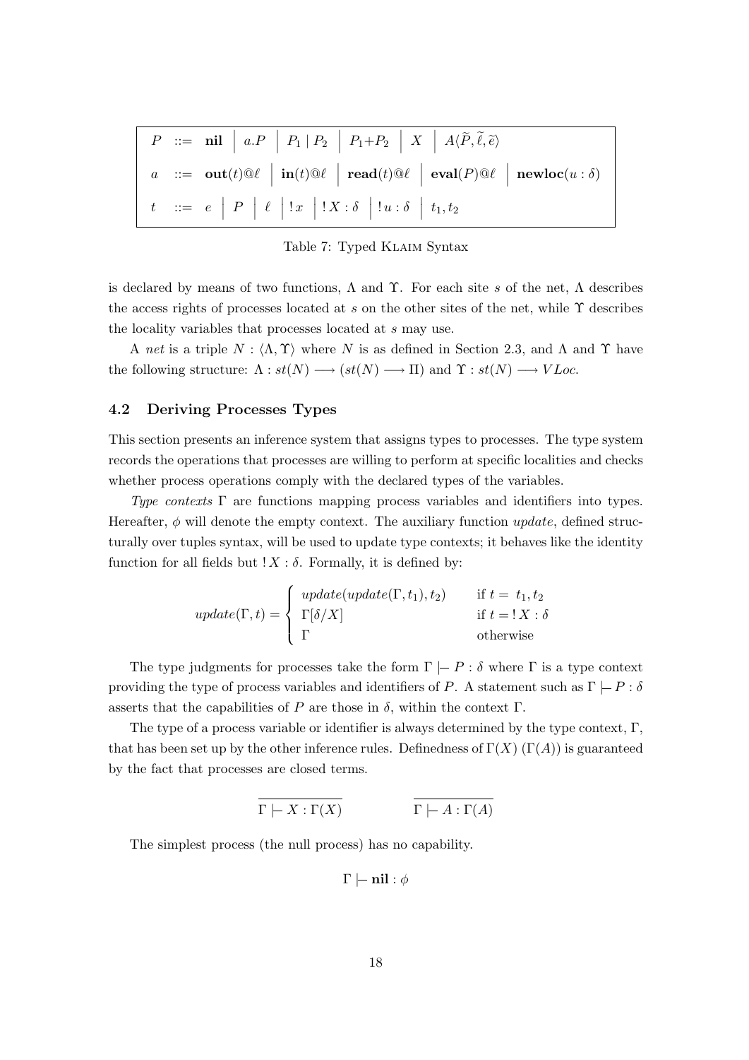$$
\begin{array}{lcl}
P & ::= & \mathbf{nil} \;\big|\; a.P \;\big|\; P_1 \mid P_2 \;\big|\; P_1 + P_2 \;\big|\; X \;\big|\; A\langle \widetilde{P}, \widetilde{\ell}, \widetilde{e} \rangle \\
a & ::= & \mathbf{out}(t)@\ell \;\big|\; \mathbf{in}(t)@\ell \;\big|\; \mathbf{read}(t)@\ell \;\big|\; \mathbf{eval}(P)@\ell \;\big|\; \mathbf{newloc}(u:\delta) \\
t & ::= & e \;\big|\; P \;\big|\; \ell \;\big|\; !\,x \;\big|\; !\,X:\delta \;\big|\; !\,u:\delta \;\big|\; t_1, t_2
\end{array}
$$

Table 7: Typed KLAIM Syntax

is declared by means of two functions, $\Lambda$ and $\Upsilon$. For each site $s$ of the net, $\Lambda$ describes the access rights of processes located at $s$ on the other sites of the net, while $\Upsilon$ describes the locality variables that processes located at $s$ may use.

A *net* is a triple $N : \langle \Lambda, \Upsilon \rangle$ where $N$ is as defined in Section 2.3, and $\Lambda$ and $\Upsilon$ have the following structure: $\Lambda : st(N) \longrightarrow (st(N) \longrightarrow \Pi)$ and $\Upsilon : st(N) \longrightarrow VLoc$.

### 4.2 Deriving Processes Types

This section presents an inference system that assigns types to processes. The type system records the operations that processes are willing to perform at specific localities and checks whether process operations comply with the declared types of the variables.

*Type contexts* $\Gamma$ are functions mapping process variables and identifiers into types. Hereafter, $\phi$ will denote the empty context. The auxiliary function *update*, defined structurally over tuples syntax, will be used to update type contexts; it behaves like the identity function for all fields but $!\,X : \delta$. Formally, it is defined by:

$$
update(\Gamma, t) = \begin{cases} update(update(\Gamma, t_1), t_2) & \text{if } t = t_1, t_2 \\ \Gamma[\delta/X] & \text{if } t = !\,X : \delta \\ \Gamma & \text{otherwise} \end{cases}
$$

The type judgments for processes take the form $\Gamma \models P : \delta$ where $\Gamma$ is a type context providing the type of process variables and identifiers of $P$. A statement such as $\Gamma \models P : \delta$ asserts that the capabilities of $P$ are those in $\delta$, within the context $\Gamma$.

The type of a process variable or identifier is always determined by the type context, $\Gamma$, that has been set up by the other inference rules. Definedness of $\Gamma(X)$ ($\Gamma(A)$) is guaranteed by the fact that processes are closed terms.

$$
\frac{}{\Gamma \models X : \Gamma(X)} \qquad\qquad \frac{}{\Gamma \models A : \Gamma(A)}
$$

The simplest process (the null process) has no capability.

$$
\Gamma \models \mathbf{nil} : \phi
$$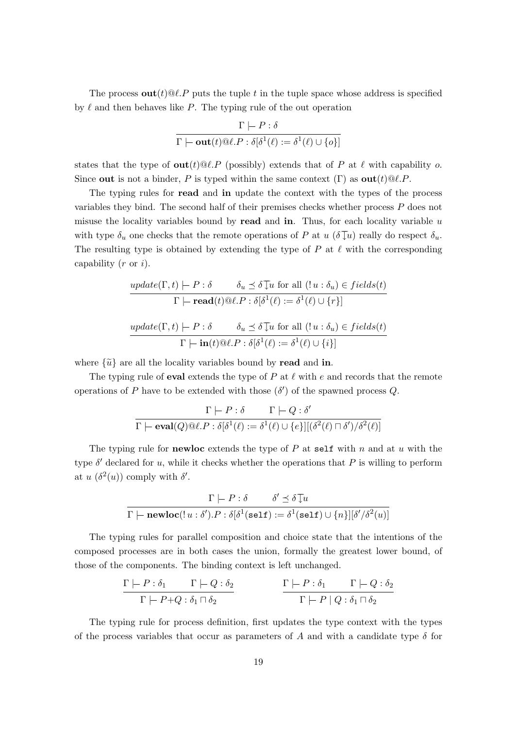The process $\mathbf{out}(t)@\ell.P$ puts the tuple $t$ in the tuple space whose address is specified by $\ell$ and then behaves like $P$. The typing rule of the out operation

$$\frac{\Gamma \models P : \delta}{\Gamma \models \mathbf{out}(t)@\ell.P : \delta[\delta^1(\ell) := \delta^1(\ell) \cup \{o\}]}$$

states that the type of $\mathbf{out}(t)@\ell.P$ (possibly) extends that of $P$ at $\ell$ with capability $o$. Since $\mathbf{out}$ is not a binder, $P$ is typed within the same context ($\Gamma$) as $\mathbf{out}(t)@\ell.P$.

The typing rules for **read** and **in** update the context with the types of the process variables they bind. The second half of their premises checks whether process $P$ does not misuse the locality variables bound by **read** and **in**. Thus, for each locality variable $u$ with type $\delta_u$ one checks that the remote operations of $P$ at $u$ ($\delta \downharpoonright u$) really do respect $\delta_u$. The resulting type is obtained by extending the type of $P$ at $\ell$ with the corresponding capability ($r$ or $i$).

$$\frac{update(\Gamma, t) \models P : \delta \qquad \delta_u \preceq \delta \downharpoonright u \text{ for all } (!\, u : \delta_u) \in fields(t)}{\Gamma \models \mathbf{read}(t)@\ell.P : \delta[\delta^1(\ell) := \delta^1(\ell) \cup \{r\}]}$$

$$\frac{update(\Gamma, t) \models P : \delta \qquad \delta_u \preceq \delta \downharpoonright u \text{ for all } (!\, u : \delta_u) \in fields(t)}{\Gamma \models \mathbf{in}(t)@\ell.P : \delta[\delta^1(\ell) := \delta^1(\ell) \cup \{i\}]}$$

where $\{\widetilde{u}\}$ are all the locality variables bound by **read** and **in**.

The typing rule of **eval** extends the type of $P$ at $\ell$ with $e$ and records that the remote operations of $P$ have to be extended with those ($\delta'$) of the spawned process $Q$.

$$\frac{\Gamma \models P : \delta \qquad \Gamma \models Q : \delta'}{\Gamma \models \mathbf{eval}(Q)@\ell.P : \delta[\delta^1(\ell) := \delta^1(\ell) \cup \{e\}][(\delta^2(\ell) \sqcap \delta')/\delta^2(\ell)]}$$

The typing rule for **newloc** extends the type of $P$ at `self` with $n$ and at $u$ with the type $\delta'$ declared for $u$, while it checks whether the operations that $P$ is willing to perform at $u$ ($\delta^2(u)$) comply with $\delta'$.

$$\frac{\Gamma \models P : \delta \qquad \delta' \preceq \delta \downharpoonright u}{\Gamma \models \mathbf{newloc}(!\, u : \delta').P : \delta[\delta^1(\mathtt{self}) := \delta^1(\mathtt{self}) \cup \{n\}][\delta'/\delta^2(u)]}$$

The typing rules for parallel composition and choice state that the intentions of the composed processes are in both cases the union, formally the greatest lower bound, of those of the components. The binding context is left unchanged.

$$\frac{\Gamma \models P : \delta_1 \qquad \Gamma \models Q : \delta_2}{\Gamma \models P{+}Q : \delta_1 \sqcap \delta_2} \qquad\qquad \frac{\Gamma \models P : \delta_1 \qquad \Gamma \models Q : \delta_2}{\Gamma \models P \mid Q : \delta_1 \sqcap \delta_2}$$

The typing rule for process definition, first updates the type context with the types of the process variables that occur as parameters of $A$ and with a candidate type $\delta$ for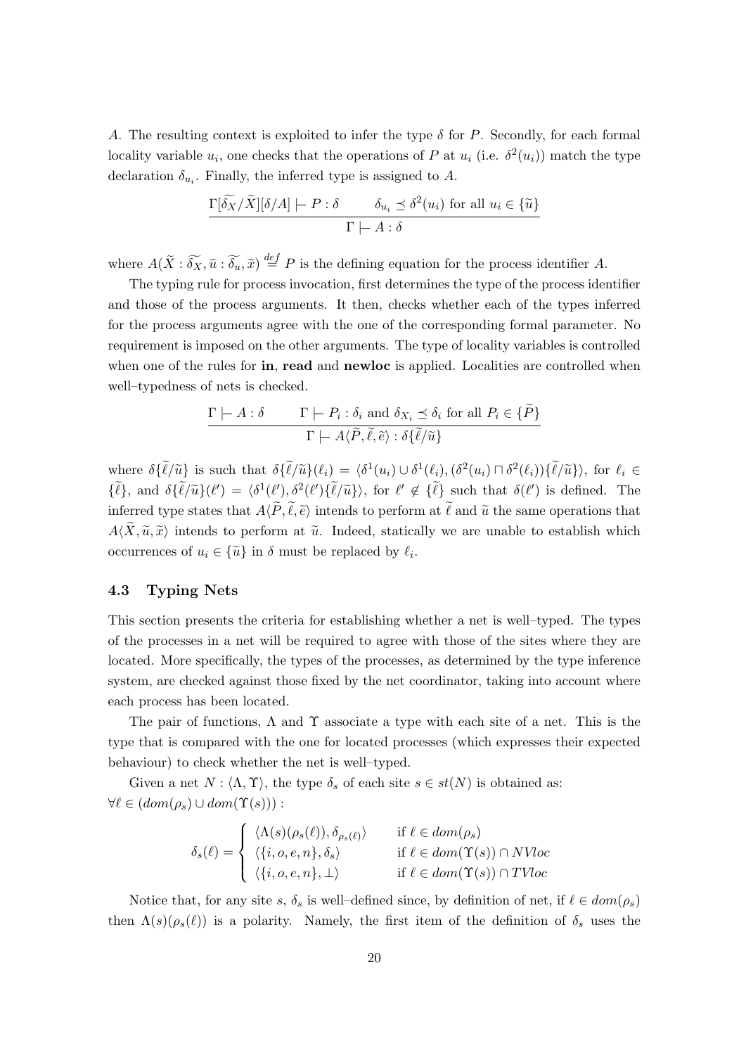$A$. The resulting context is exploited to infer the type $\delta$ for $P$. Secondly, for each formal locality variable $u_i$, one checks that the operations of $P$ at $u_i$ (i.e. $\delta^2(u_i)$) match the type declaration $\delta_{u_i}$. Finally, the inferred type is assigned to $A$.

$$\frac{\Gamma[\widetilde{\delta_X}/\widetilde{X}][\delta/A] \vdash P : \delta \qquad \delta_{u_i} \preceq \delta^2(u_i) \text{ for all } u_i \in \{\widetilde{u}\}}{\Gamma \vdash A : \delta}$$

where $A(\widetilde{X} : \widetilde{\delta_X}, \widetilde{u} : \widetilde{\delta_u}, \widetilde{x}) \stackrel{def}{=} P$ is the defining equation for the process identifier $A$.

The typing rule for process invocation, first determines the type of the process identifier and those of the process arguments. It then, checks whether each of the types inferred for the process arguments agree with the one of the corresponding formal parameter. No requirement is imposed on the other arguments. The type of locality variables is controlled when one of the rules for **in**, **read** and **newloc** is applied. Localities are controlled when well–typedness of nets is checked.

$$\frac{\Gamma \vdash A : \delta \qquad \Gamma \vdash P_i : \delta_i \text{ and } \delta_{X_i} \preceq \delta_i \text{ for all } P_i \in \{\widetilde{P}\}}{\Gamma \vdash A\langle \widetilde{P}, \widetilde{\ell}, \widetilde{e}\rangle : \delta\{\widetilde{\ell}/\widetilde{u}\}}$$

where $\delta\{\widetilde{\ell}/\widetilde{u}\}$ is such that $\delta\{\widetilde{\ell}/\widetilde{u}\}(\ell_i) = \langle \delta^1(u_i) \cup \delta^1(\ell_i), (\delta^2(u_i) \sqcap \delta^2(\ell_i))\{\widetilde{\ell}/\widetilde{u}\}\rangle$, for $\ell_i \in \{\widetilde{\ell}\}$, and $\delta\{\widetilde{\ell}/\widetilde{u}\}(\ell') = \langle \delta^1(\ell'), \delta^2(\ell')\{\widetilde{\ell}/\widetilde{u}\}\rangle$, for $\ell' \notin \{\widetilde{\ell}\}$ such that $\delta(\ell')$ is defined. The inferred type states that $A\langle \widetilde{P}, \widetilde{\ell}, \widetilde{e}\rangle$ intends to perform at $\widetilde{\ell}$ and $\widetilde{u}$ the same operations that $A\langle \widetilde{X}, \widetilde{u}, \widetilde{x}\rangle$ intends to perform at $\widetilde{u}$. Indeed, statically we are unable to establish which occurrences of $u_i \in \{\widetilde{u}\}$ in $\delta$ must be replaced by $\ell_i$.

### 4.3 Typing Nets

This section presents the criteria for establishing whether a net is well–typed. The types of the processes in a net will be required to agree with those of the sites where they are located. More specifically, the types of the processes, as determined by the type inference system, are checked against those fixed by the net coordinator, taking into account where each process has been located.

The pair of functions, $\Lambda$ and $\Upsilon$ associate a type with each site of a net. This is the type that is compared with the one for located processes (which expresses their expected behaviour) to check whether the net is well–typed.

Given a net $N : \langle \Lambda, \Upsilon \rangle$, the type $\delta_s$ of each site $s \in st(N)$ is obtained as:
$\forall \ell \in (dom(\rho_s) \cup dom(\Upsilon(s)))$ :

$$\delta_s(\ell) = \begin{cases} \langle \Lambda(s)(\rho_s(\ell)), \delta_{\rho_s(\ell)} \rangle & \text{if } \ell \in dom(\rho_s) \\ \langle \{i, o, e, n\}, \delta_s \rangle & \text{if } \ell \in dom(\Upsilon(s)) \cap NVloc \\ \langle \{i, o, e, n\}, \bot \rangle & \text{if } \ell \in dom(\Upsilon(s)) \cap TVloc \end{cases}$$

Notice that, for any site $s$, $\delta_s$ is well–defined since, by definition of net, if $\ell \in dom(\rho_s)$ then $\Lambda(s)(\rho_s(\ell))$ is a polarity. Namely, the first item of the definition of $\delta_s$ uses the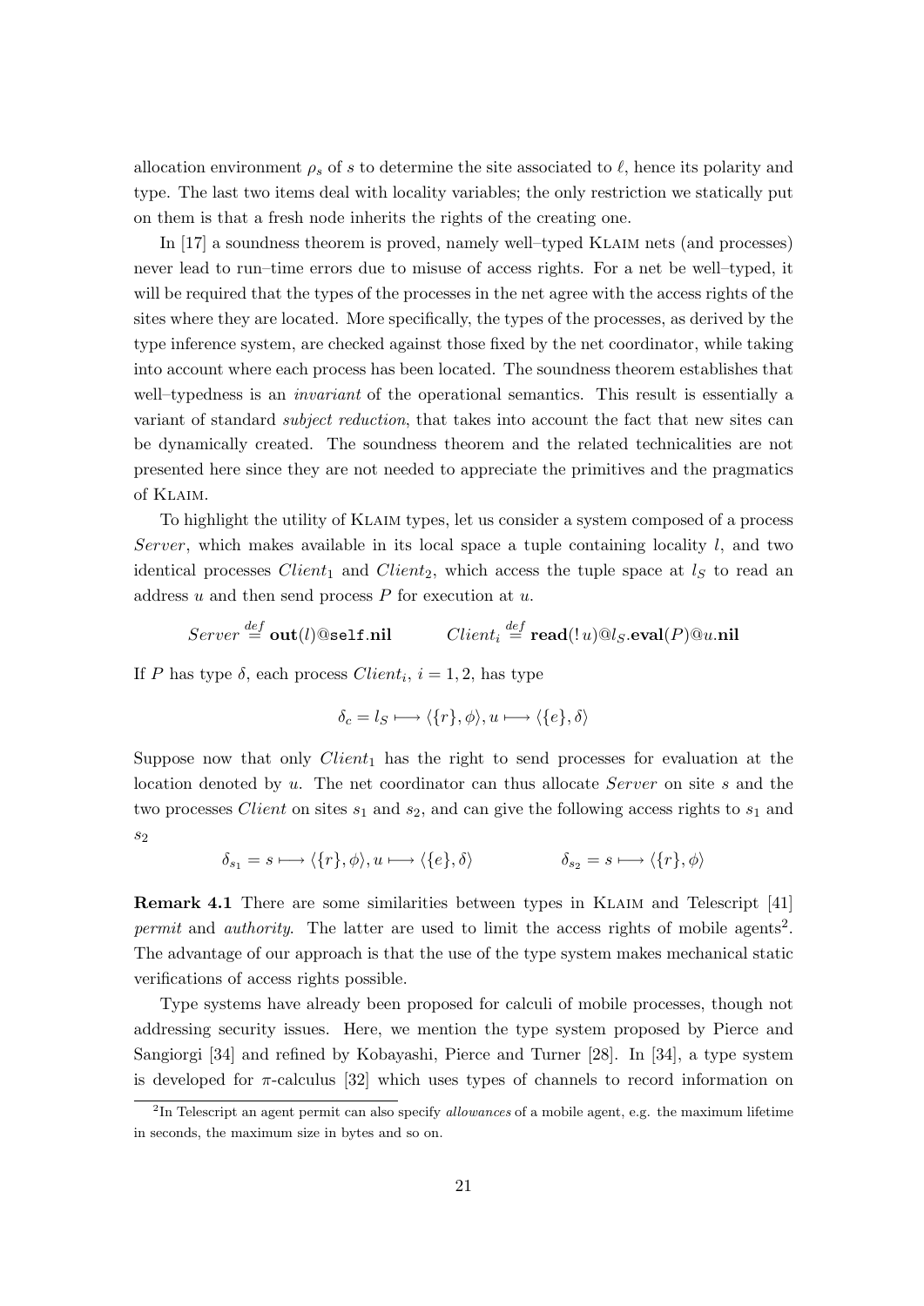allocation environment $\rho_s$ of $s$ to determine the site associated to $\ell$, hence its polarity and type. The last two items deal with locality variables; the only restriction we statically put on them is that a fresh node inherits the rights of the creating one.

In [17] a soundness theorem is proved, namely well–typed KLAIM nets (and processes) never lead to run–time errors due to misuse of access rights. For a net be well–typed, it will be required that the types of the processes in the net agree with the access rights of the sites where they are located. More specifically, the types of the processes, as derived by the type inference system, are checked against those fixed by the net coordinator, while taking into account where each process has been located. The soundness theorem establishes that well–typedness is an *invariant* of the operational semantics. This result is essentially a variant of standard *subject reduction*, that takes into account the fact that new sites can be dynamically created. The soundness theorem and the related technicalities are not presented here since they are not needed to appreciate the primitives and the pragmatics of KLAIM.

To highlight the utility of KLAIM types, let us consider a system composed of a process *Server*, which makes available in its local space a tuple containing locality $l$, and two identical processes $Client_1$ and $Client_2$, which access the tuple space at $l_S$ to read an address $u$ and then send process $P$ for execution at $u$.

$$Server \stackrel{def}{=} \mathbf{out}(l)@\mathtt{self}.\mathbf{nil} \qquad\qquad Client_i \stackrel{def}{=} \mathbf{read}(!\,u)@l_S.\mathbf{eval}(P)@u.\mathbf{nil}$$

If $P$ has type $\delta$, each process $Client_i$, $i = 1, 2$, has type

$$\delta_c = l_S \longmapsto \langle \{r\}, \phi \rangle, u \longmapsto \langle \{e\}, \delta \rangle$$

Suppose now that only $Client_1$ has the right to send processes for evaluation at the location denoted by $u$. The net coordinator can thus allocate *Server* on site $s$ and the two processes *Client* on sites $s_1$ and $s_2$, and can give the following access rights to $s_1$ and $s_2$

$$\delta_{s_1} = s \longmapsto \langle \{r\}, \phi \rangle, u \longmapsto \langle \{e\}, \delta \rangle \qquad\qquad \delta_{s_2} = s \longmapsto \langle \{r\}, \phi \rangle$$

**Remark 4.1** There are some similarities between types in KLAIM and Telescript [41] *permit* and *authority*. The latter are used to limit the access rights of mobile agents[2]. The advantage of our approach is that the use of the type system makes mechanical static verifications of access rights possible.

Type systems have already been proposed for calculi of mobile processes, though not addressing security issues. Here, we mention the type system proposed by Pierce and Sangiorgi [34] and refined by Kobayashi, Pierce and Turner [28]. In [34], a type system is developed for $\pi$-calculus [32] which uses types of channels to record information on

[2] In Telescript an agent permit can also specify *allowances* of a mobile agent, e.g. the maximum lifetime in seconds, the maximum size in bytes and so on.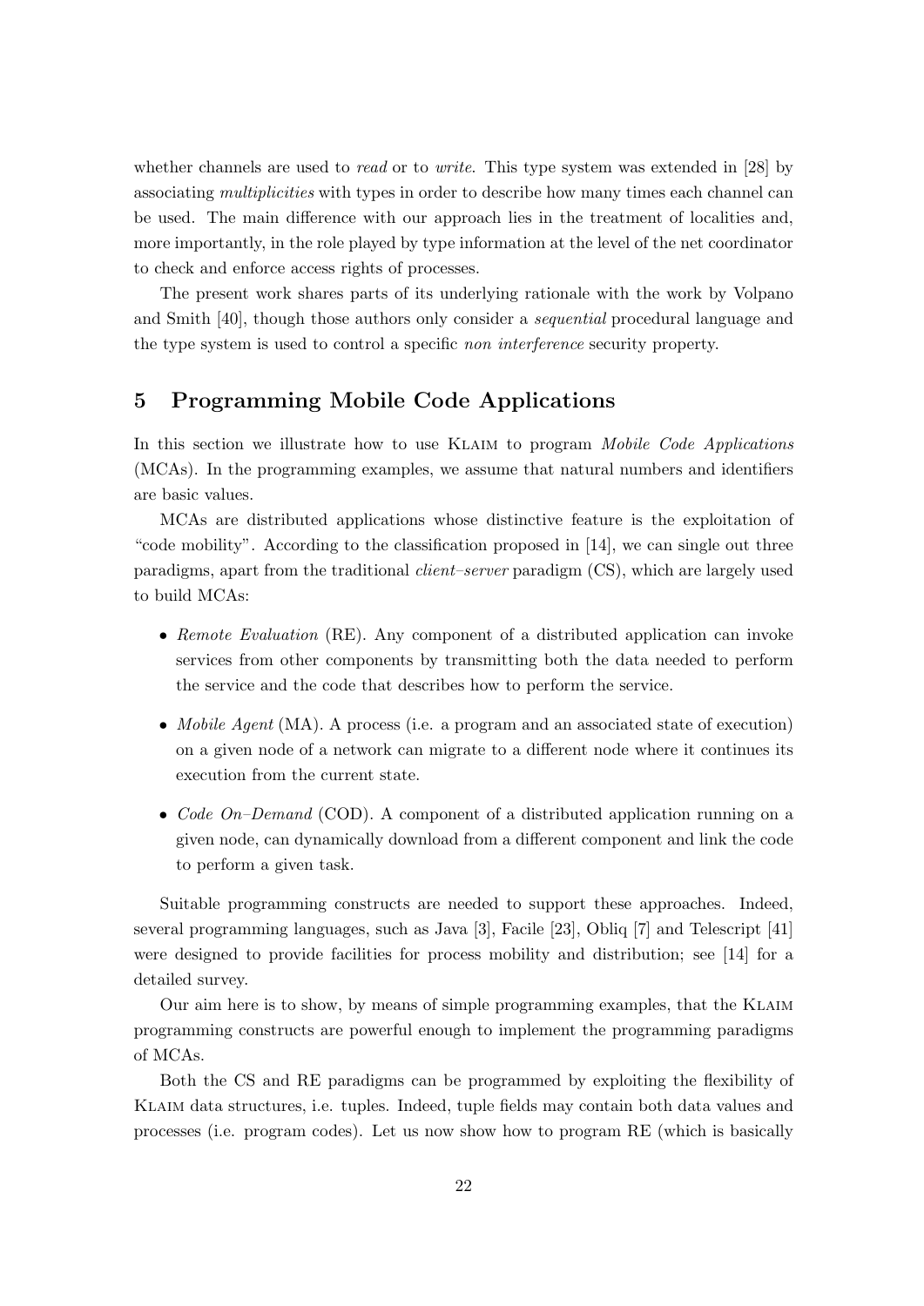whether channels are used to *read* or to *write*. This type system was extended in [28] by associating *multiplicities* with types in order to describe how many times each channel can be used. The main difference with our approach lies in the treatment of localities and, more importantly, in the role played by type information at the level of the net coordinator to check and enforce access rights of processes.

The present work shares parts of its underlying rationale with the work by Volpano and Smith [40], though those authors only consider a *sequential* procedural language and the type system is used to control a specific *non interference* security property.

## 5 Programming Mobile Code Applications

In this section we illustrate how to use Klaim to program *Mobile Code Applications* (MCAs). In the programming examples, we assume that natural numbers and identifiers are basic values.

MCAs are distributed applications whose distinctive feature is the exploitation of "code mobility". According to the classification proposed in [14], we can single out three paradigms, apart from the traditional *client–server* paradigm (CS), which are largely used to build MCAs:

- *Remote Evaluation* (RE). Any component of a distributed application can invoke services from other components by transmitting both the data needed to perform the service and the code that describes how to perform the service.
- *Mobile Agent* (MA). A process (i.e. a program and an associated state of execution) on a given node of a network can migrate to a different node where it continues its execution from the current state.
- *Code On–Demand* (COD). A component of a distributed application running on a given node, can dynamically download from a different component and link the code to perform a given task.

Suitable programming constructs are needed to support these approaches. Indeed, several programming languages, such as Java [3], Facile [23], Obliq [7] and Telescript [41] were designed to provide facilities for process mobility and distribution; see [14] for a detailed survey.

Our aim here is to show, by means of simple programming examples, that the Klaim programming constructs are powerful enough to implement the programming paradigms of MCAs.

Both the CS and RE paradigms can be programmed by exploiting the flexibility of Klaim data structures, i.e. tuples. Indeed, tuple fields may contain both data values and processes (i.e. program codes). Let us now show how to program RE (which is basically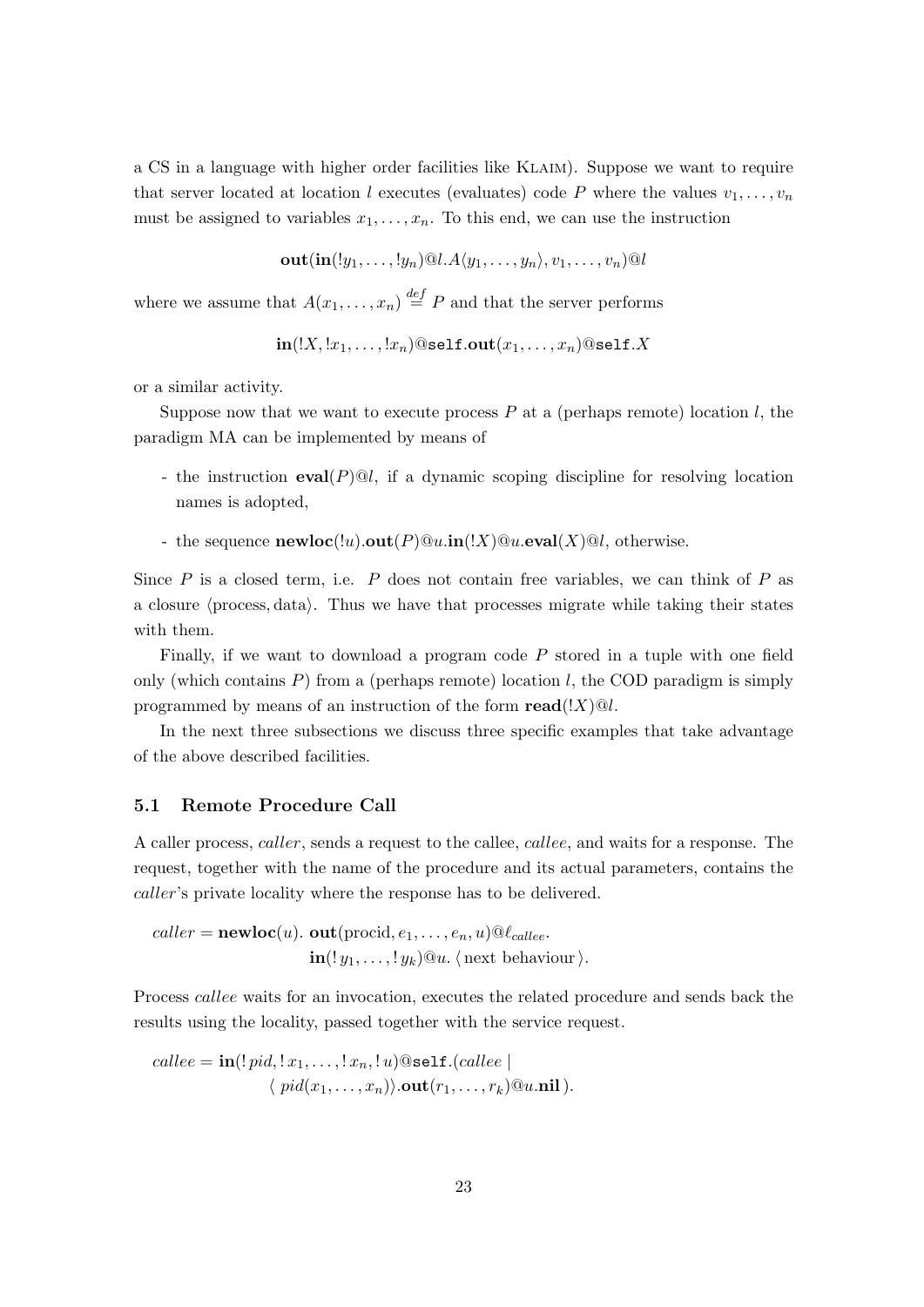a CS in a language with higher order facilities like KLAIM). Suppose we want to require that server located at location $l$ executes (evaluates) code $P$ where the values $v_1, \ldots, v_n$ must be assigned to variables $x_1, \ldots, x_n$. To this end, we can use the instruction

$$\mathbf{out}(\mathbf{in}(!y_1, \ldots, !y_n)@l.A\langle y_1, \ldots, y_n\rangle, v_1, \ldots, v_n)@l$$

where we assume that $A(x_1, \ldots, x_n) \stackrel{def}{=} P$ and that the server performs

$$\mathbf{in}(!X, !x_1, \ldots, !x_n)@\texttt{self}.\mathbf{out}(x_1, \ldots, x_n)@\texttt{self}.X$$

or a similar activity.

Suppose now that we want to execute process $P$ at a (perhaps remote) location $l$, the paradigm MA can be implemented by means of

- the instruction $\mathbf{eval}(P)@l$, if a dynamic scoping discipline for resolving location names is adopted,
- the sequence $\mathbf{newloc}(!u).\mathbf{out}(P)@u.\mathbf{in}(!X)@u.\mathbf{eval}(X)@l$, otherwise.

Since $P$ is a closed term, i.e. $P$ does not contain free variables, we can think of $P$ as a closure $\langle \text{process}, \text{data}\rangle$. Thus we have that processes migrate while taking their states with them.

Finally, if we want to download a program code $P$ stored in a tuple with one field only (which contains $P$) from a (perhaps remote) location $l$, the COD paradigm is simply programmed by means of an instruction of the form $\mathbf{read}(!X)@l$.

In the next three subsections we discuss three specific examples that take advantage of the above described facilities.

### 5.1 Remote Procedure Call

A caller process, *caller*, sends a request to the callee, *callee*, and waits for a response. The request, together with the name of the procedure and its actual parameters, contains the *caller*'s private locality where the response has to be delivered.

$$\begin{aligned} caller = \mathbf{newloc}(u).\ &\mathbf{out}(\text{procid}, e_1, \ldots, e_n, u)@\ell_{callee}. \\ &\mathbf{in}(!\,y_1, \ldots, !\,y_k)@u.\ \langle \text{next behaviour} \rangle. \end{aligned}$$

Process *callee* waits for an invocation, executes the related procedure and sends back the results using the locality, passed together with the service request.

$$\begin{aligned} callee = \mathbf{in}(!\,pid, !\,x_1, \ldots, !\,x_n, !\,u)@\texttt{self}.(&callee \mid \\ &\langle\, pid(x_1, \ldots, x_n)\rangle.\mathbf{out}(r_1, \ldots, r_k)@u.\mathbf{nil}\,). \end{aligned}$$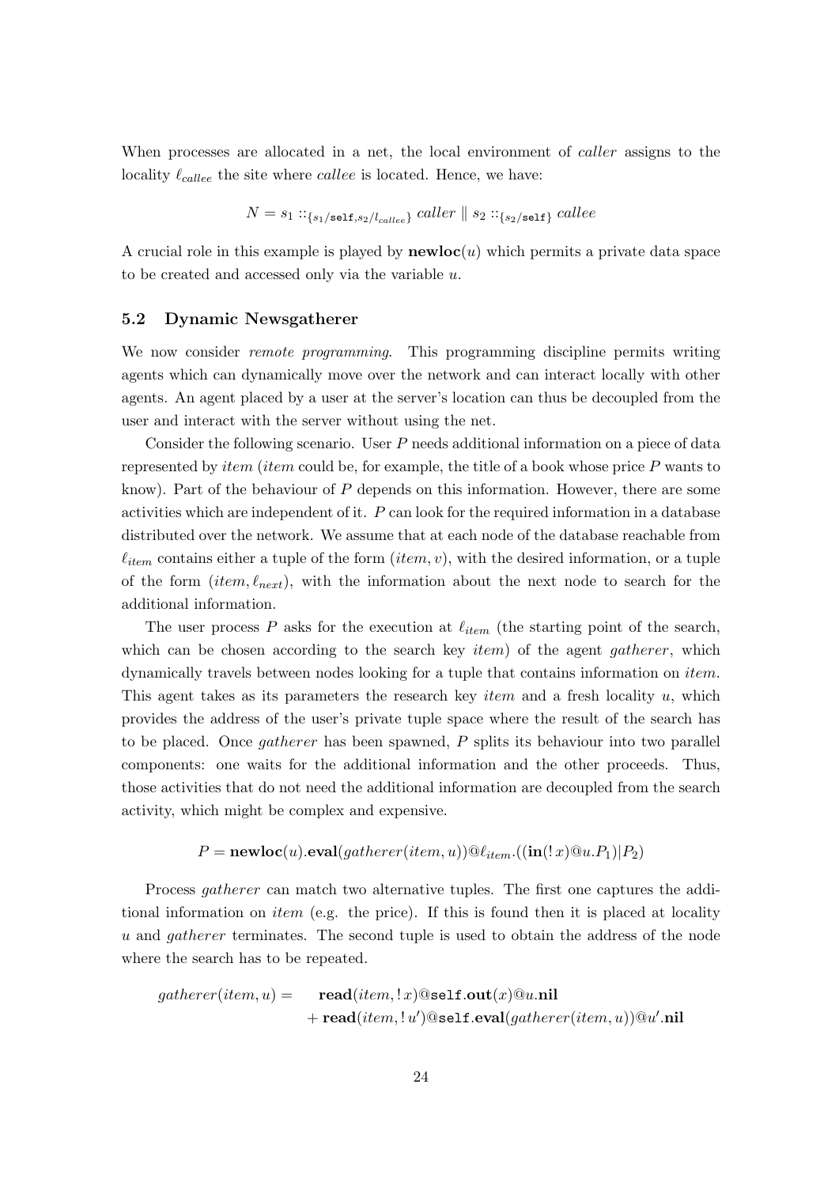When processes are allocated in a net, the local environment of *caller* assigns to the locality $\ell_{callee}$ the site where *callee* is located. Hence, we have:

$$N = s_1 ::_{\{s_1/\texttt{self}, s_2/l_{callee}\}} \; caller \parallel s_2 ::_{\{s_2/\texttt{self}\}} \; callee$$

A crucial role in this example is played by $\textbf{newloc}(u)$ which permits a private data space to be created and accessed only via the variable $u$.

### 5.2 Dynamic Newsgatherer

We now consider *remote programming*. This programming discipline permits writing agents which can dynamically move over the network and can interact locally with other agents. An agent placed by a user at the server's location can thus be decoupled from the user and interact with the server without using the net.

Consider the following scenario. User $P$ needs additional information on a piece of data represented by *item* (*item* could be, for example, the title of a book whose price $P$ wants to know). Part of the behaviour of $P$ depends on this information. However, there are some activities which are independent of it. $P$ can look for the required information in a database distributed over the network. We assume that at each node of the database reachable from $\ell_{item}$ contains either a tuple of the form $(item, v)$, with the desired information, or a tuple of the form $(item, \ell_{next})$, with the information about the next node to search for the additional information.

The user process $P$ asks for the execution at $\ell_{item}$ (the starting point of the search, which can be chosen according to the search key *item*) of the agent *gatherer*, which dynamically travels between nodes looking for a tuple that contains information on *item*. This agent takes as its parameters the research key *item* and a fresh locality $u$, which provides the address of the user's private tuple space where the result of the search has to be placed. Once *gatherer* has been spawned, $P$ splits its behaviour into two parallel components: one waits for the additional information and the other proceeds. Thus, those activities that do not need the additional information are decoupled from the search activity, which might be complex and expensive.

$$P = \textbf{newloc}(u).\textbf{eval}(gatherer(item, u))@\ell_{item}.((\textbf{in}(!\,x)@u.P_1)|P_2)$$

Process *gatherer* can match two alternative tuples. The first one captures the additional information on *item* (e.g. the price). If this is found then it is placed at locality $u$ and *gatherer* terminates. The second tuple is used to obtain the address of the node where the search has to be repeated.

$$\begin{aligned} gatherer(item, u) = \quad & \textbf{read}(item, !\,x)@\texttt{self}.\textbf{out}(x)@u.\textbf{nil} \\ & + \textbf{read}(item, !\,u')@\texttt{self}.\textbf{eval}(gatherer(item, u))@u'.\textbf{nil} \end{aligned}$$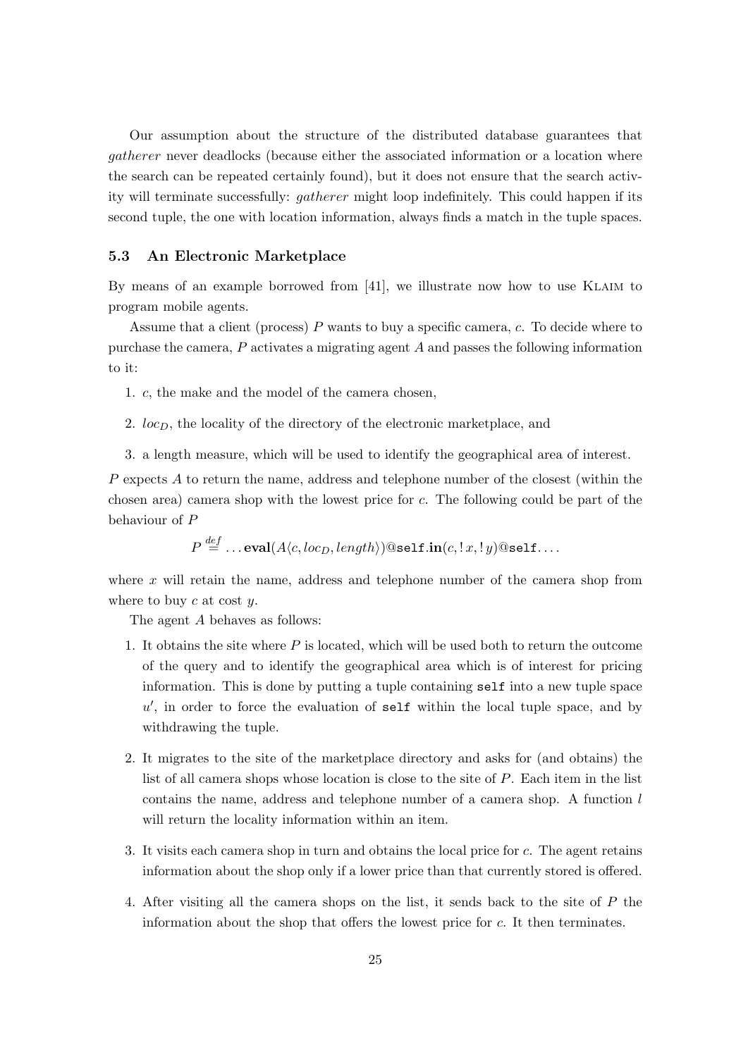Our assumption about the structure of the distributed database guarantees that *gatherer* never deadlocks (because either the associated information or a location where the search can be repeated certainly found), but it does not ensure that the search activity will terminate successfully: *gatherer* might loop indefinitely. This could happen if its second tuple, the one with location information, always finds a match in the tuple spaces.

### 5.3 An Electronic Marketplace

By means of an example borrowed from [41], we illustrate now how to use Klaim to program mobile agents.

Assume that a client (process) $P$ wants to buy a specific camera, $c$. To decide where to purchase the camera, $P$ activates a migrating agent $A$ and passes the following information to it:

1. $c$, the make and the model of the camera chosen,
2. $loc_D$, the locality of the directory of the electronic marketplace, and
3. a length measure, which will be used to identify the geographical area of interest.

$P$ expects $A$ to return the name, address and telephone number of the closest (within the chosen area) camera shop with the lowest price for $c$. The following could be part of the behaviour of $P$

$$P \stackrel{def}{=} \ldots \mathbf{eval}(A\langle c, loc_D, length\rangle)@\mathtt{self}.\mathbf{in}(c, !\,x, !\,y)@\mathtt{self}.\ldots$$

where $x$ will retain the name, address and telephone number of the camera shop from where to buy $c$ at cost $y$.

The agent $A$ behaves as follows:

1. It obtains the site where $P$ is located, which will be used both to return the outcome of the query and to identify the geographical area which is of interest for pricing information. This is done by putting a tuple containing `self` into a new tuple space $u'$, in order to force the evaluation of `self` within the local tuple space, and by withdrawing the tuple.
2. It migrates to the site of the marketplace directory and asks for (and obtains) the list of all camera shops whose location is close to the site of $P$. Each item in the list contains the name, address and telephone number of a camera shop. A function $l$ will return the locality information within an item.
3. It visits each camera shop in turn and obtains the local price for $c$. The agent retains information about the shop only if a lower price than that currently stored is offered.
4. After visiting all the camera shops on the list, it sends back to the site of $P$ the information about the shop that offers the lowest price for $c$. It then terminates.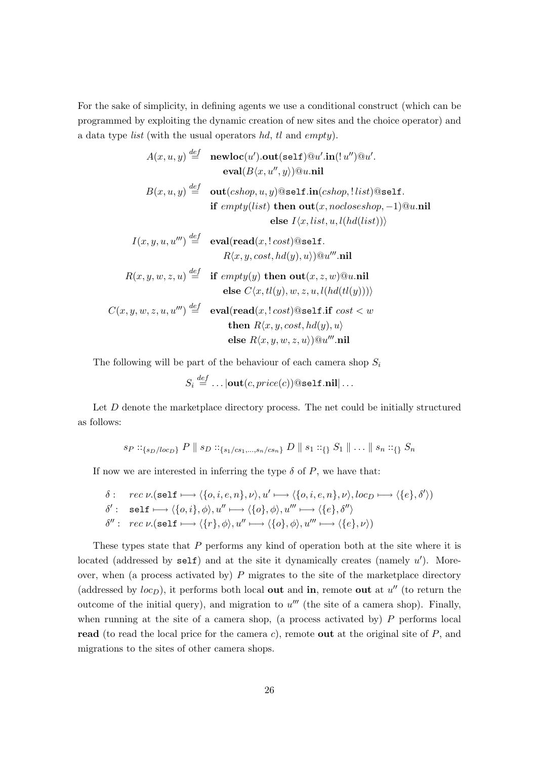For the sake of simplicity, in defining agents we use a conditional construct (which can be programmed by exploiting the dynamic creation of new sites and the choice operator) and a data type *list* (with the usual operators *hd*, *tl* and *empty*).

$$
\begin{aligned}
A(x,u,y) &\stackrel{def}{=} \;\; \mathbf{newloc}(u').\mathbf{out}(\texttt{self})@u'.\mathbf{in}(!\,u'')@u'.\\
&\qquad\quad \mathbf{eval}(B\langle x,u'',y\rangle)@u.\mathbf{nil}\\
B(x,u,y) &\stackrel{def}{=} \;\; \mathbf{out}(cshop,u,y)@\texttt{self}.\mathbf{in}(cshop,!\,list)@\texttt{self}.\\
&\qquad\quad \mathbf{if}\ empty(list)\ \mathbf{then}\ \mathbf{out}(x,nocloseshop,-1)@u.\mathbf{nil}\\
&\qquad\qquad\qquad\qquad\quad \mathbf{else}\ I\langle x,list,u,l(hd(list))\rangle\\
I(x,y,u,u''') &\stackrel{def}{=} \;\; \mathbf{eval}(\mathbf{read}(x,!\,cost)@\texttt{self}.\\
&\qquad\quad R\langle x,y,cost,hd(y),u\rangle)@u'''.\mathbf{nil}\\
R(x,y,w,z,u) &\stackrel{def}{=} \;\; \mathbf{if}\ empty(y)\ \mathbf{then}\ \mathbf{out}(x,z,w)@u.\mathbf{nil}\\
&\qquad\quad \mathbf{else}\ C\langle x,tl(y),w,z,u,l(hd(tl(y)))\rangle\\
C(x,y,w,z,u,u''') &\stackrel{def}{=} \;\; \mathbf{eval}(\mathbf{read}(x,!\,cost)@\texttt{self}.\mathbf{if}\ cost<w\\
&\qquad\quad \mathbf{then}\ R\langle x,y,cost,hd(y),u\rangle\\
&\qquad\quad \mathbf{else}\ R\langle x,y,w,z,u\rangle)@u'''.\mathbf{nil}
\end{aligned}
$$

The following will be part of the behaviour of each camera shop $S_i$

$$
S_i \stackrel{def}{=} \ldots|\mathbf{out}(c,price(c))@\texttt{self}.\mathbf{nil}|\ldots
$$

Let $D$ denote the marketplace directory process. The net could be initially structured as follows:

$$
s_P ::_{\{s_D/loc_D\}} P \parallel s_D ::_{\{s_1/cs_1,\ldots,s_n/cs_n\}} D \parallel s_1 ::_{\{\}} S_1 \parallel \ldots \parallel s_n ::_{\{\}} S_n
$$

If now we are interested in inferring the type $\delta$ of $P$, we have that:

$$
\begin{aligned}
\delta :&\quad rec\,\nu.(\texttt{self} \longmapsto \langle\{o,i,e,n\},\nu\rangle, u' \longmapsto \langle\{o,i,e,n\},\nu\rangle, loc_D \longmapsto \langle\{e\},\delta'\rangle)\\
\delta' :&\quad \texttt{self} \longmapsto \langle\{o,i\},\phi\rangle, u'' \longmapsto \langle\{o\},\phi\rangle, u''' \longmapsto \langle\{e\},\delta''\rangle\\
\delta'' :&\quad rec\,\nu.(\texttt{self} \longmapsto \langle\{r\},\phi\rangle, u'' \longmapsto \langle\{o\},\phi\rangle, u''' \longmapsto \langle\{e\},\nu\rangle)
\end{aligned}
$$

These types state that $P$ performs any kind of operation both at the site where it is located (addressed by `self`) and at the site it dynamically creates (namely $u'$). Moreover, when (a process activated by) $P$ migrates to the site of the marketplace directory (addressed by $loc_D$), it performs both local **out** and **in**, remote **out** at $u''$ (to return the outcome of the initial query), and migration to $u'''$ (the site of a camera shop). Finally, when running at the site of a camera shop, (a process activated by) $P$ performs local **read** (to read the local price for the camera $c$), remote **out** at the original site of $P$, and migrations to the sites of other camera shops.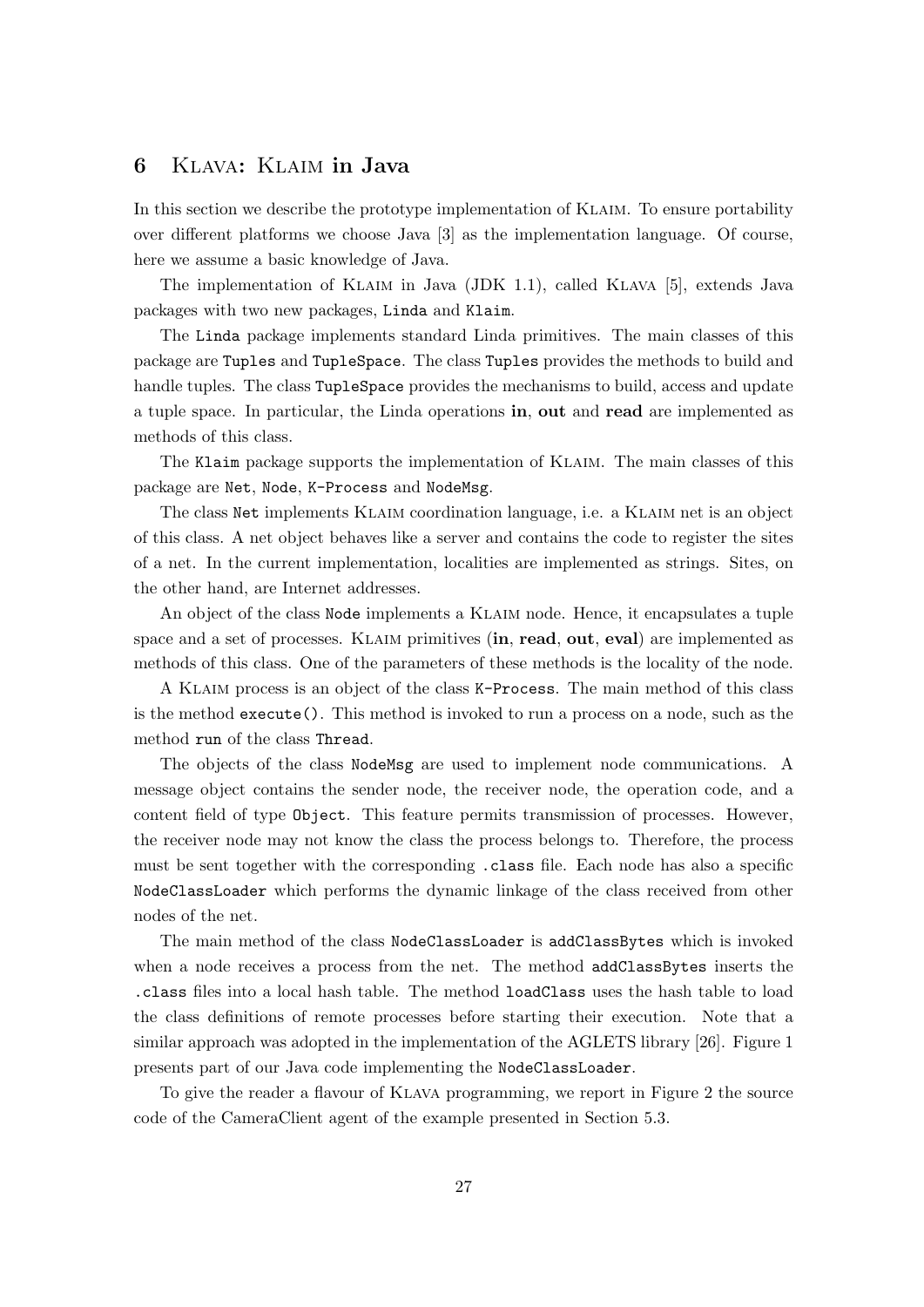## 6 KLAVA: KLAIM in Java

In this section we describe the prototype implementation of KLAIM. To ensure portability over different platforms we choose Java [3] as the implementation language. Of course, here we assume a basic knowledge of Java.

The implementation of KLAIM in Java (JDK 1.1), called KLAVA [5], extends Java packages with two new packages, `Linda` and `Klaim`.

The `Linda` package implements standard Linda primitives. The main classes of this package are `Tuples` and `TupleSpace`. The class `Tuples` provides the methods to build and handle tuples. The class `TupleSpace` provides the mechanisms to build, access and update a tuple space. In particular, the Linda operations **in**, **out** and **read** are implemented as methods of this class.

The `Klaim` package supports the implementation of KLAIM. The main classes of this package are `Net`, `Node`, `K-Process` and `NodeMsg`.

The class `Net` implements KLAIM coordination language, i.e. a KLAIM net is an object of this class. A net object behaves like a server and contains the code to register the sites of a net. In the current implementation, localities are implemented as strings. Sites, on the other hand, are Internet addresses.

An object of the class `Node` implements a KLAIM node. Hence, it encapsulates a tuple space and a set of processes. KLAIM primitives (**in**, **read**, **out**, **eval**) are implemented as methods of this class. One of the parameters of these methods is the locality of the node.

A KLAIM process is an object of the class `K-Process`. The main method of this class is the method `execute()`. This method is invoked to run a process on a node, such as the method `run` of the class `Thread`.

The objects of the class `NodeMsg` are used to implement node communications. A message object contains the sender node, the receiver node, the operation code, and a content field of type `Object`. This feature permits transmission of processes. However, the receiver node may not know the class the process belongs to. Therefore, the process must be sent together with the corresponding `.class` file. Each node has also a specific `NodeClassLoader` which performs the dynamic linkage of the class received from other nodes of the net.

The main method of the class `NodeClassLoader` is `addClassBytes` which is invoked when a node receives a process from the net. The method `addClassBytes` inserts the `.class` files into a local hash table. The method `loadClass` uses the hash table to load the class definitions of remote processes before starting their execution. Note that a similar approach was adopted in the implementation of the AGLETS library [26]. Figure 1 presents part of our Java code implementing the `NodeClassLoader`.

To give the reader a flavour of KLAVA programming, we report in Figure 2 the source code of the CameraClient agent of the example presented in Section 5.3.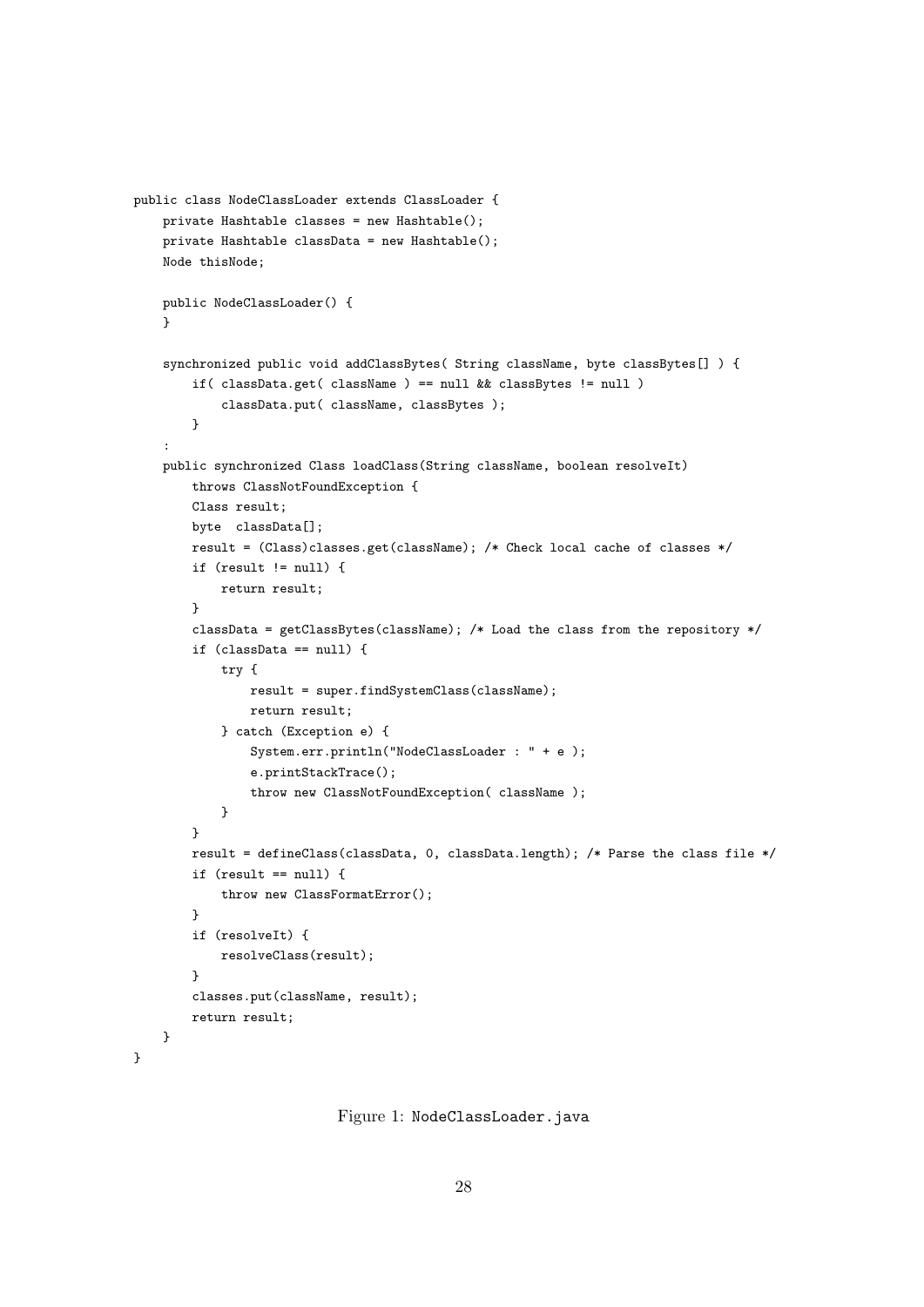```
public class NodeClassLoader extends ClassLoader {
    private Hashtable classes = new Hashtable();
    private Hashtable classData = new Hashtable();
    Node thisNode;

    public NodeClassLoader() {
    }

    synchronized public void addClassBytes( String className, byte classBytes[] ) {
        if( classData.get( className ) == null && classBytes != null )
            classData.put( className, classBytes );
        }
    :
    public synchronized Class loadClass(String className, boolean resolveIt)
        throws ClassNotFoundException {
        Class result;
        byte  classData[];
        result = (Class)classes.get(className); /* Check local cache of classes */
        if (result != null) {
            return result;
        }
        classData = getClassBytes(className); /* Load the class from the repository */
        if (classData == null) {
            try {
                result = super.findSystemClass(className);
                return result;
            } catch (Exception e) {
                System.err.println("NodeClassLoader : " + e );
                e.printStackTrace();
                throw new ClassNotFoundException( className );
            }
        }
        result = defineClass(classData, 0, classData.length); /* Parse the class file */
        if (result == null) {
            throw new ClassFormatError();
        }
        if (resolveIt) {
            resolveClass(result);
        }
        classes.put(className, result);
        return result;
    }
}
```

Figure 1: NodeClassLoader.java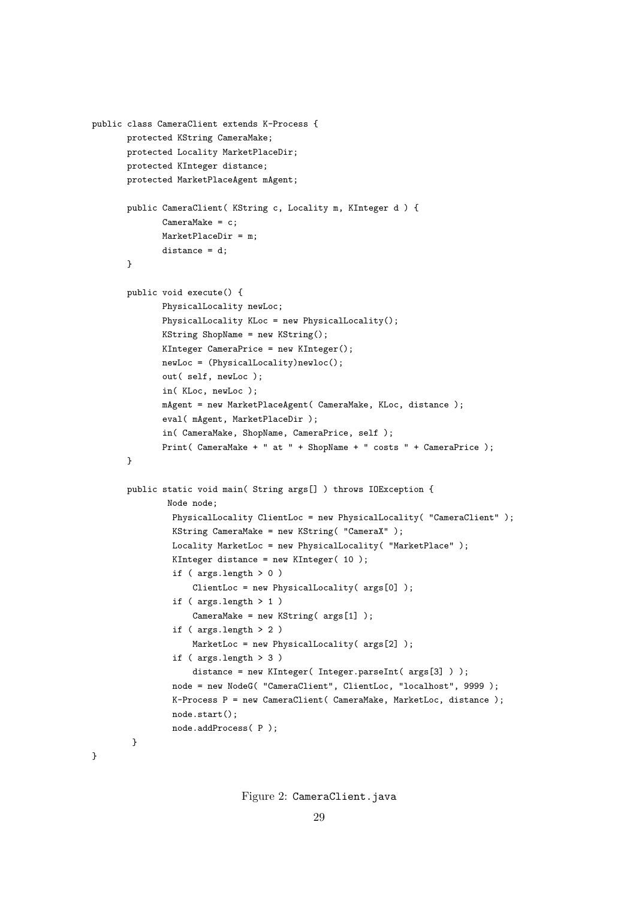```
public class CameraClient extends K-Process {
        protected KString CameraMake;
        protected Locality MarketPlaceDir;
        protected KInteger distance;
        protected MarketPlaceAgent mAgent;

        public CameraClient( KString c, Locality m, KInteger d ) {
                CameraMake = c;
                MarketPlaceDir = m;
                distance = d;
        }

        public void execute() {
                PhysicalLocality newLoc;
                PhysicalLocality KLoc = new PhysicalLocality();
                KString ShopName = new KString();
                KInteger CameraPrice = new KInteger();
                newLoc = (PhysicalLocality)newloc();
                out( self, newLoc );
                in( KLoc, newLoc );
                mAgent = new MarketPlaceAgent( CameraMake, KLoc, distance );
                eval( mAgent, MarketPlaceDir );
                in( CameraMake, ShopName, CameraPrice, self );
                Print( CameraMake + " at " + ShopName + " costs " + CameraPrice );
        }

        public static void main( String args[] ) throws IOException {
                 Node node;
                  PhysicalLocality ClientLoc = new PhysicalLocality( "CameraClient" );
                  KString CameraMake = new KString( "CameraX" );
                  Locality MarketLoc = new PhysicalLocality( "MarketPlace" );
                  KInteger distance = new KInteger( 10 );
                  if ( args.length > 0 )
                      ClientLoc = new PhysicalLocality( args[0] );
                  if ( args.length > 1 )
                      CameraMake = new KString( args[1] );
                  if ( args.length > 2 )
                      MarketLoc = new PhysicalLocality( args[2] );
                  if ( args.length > 3 )
                      distance = new KInteger( Integer.parseInt( args[3] ) );
                  node = new NodeG( "CameraClient", ClientLoc, "localhost", 9999 );
                  K-Process P = new CameraClient( CameraMake, MarketLoc, distance );
                  node.start();
                  node.addProcess( P );
         }
}
```

Figure 2: CameraClient.java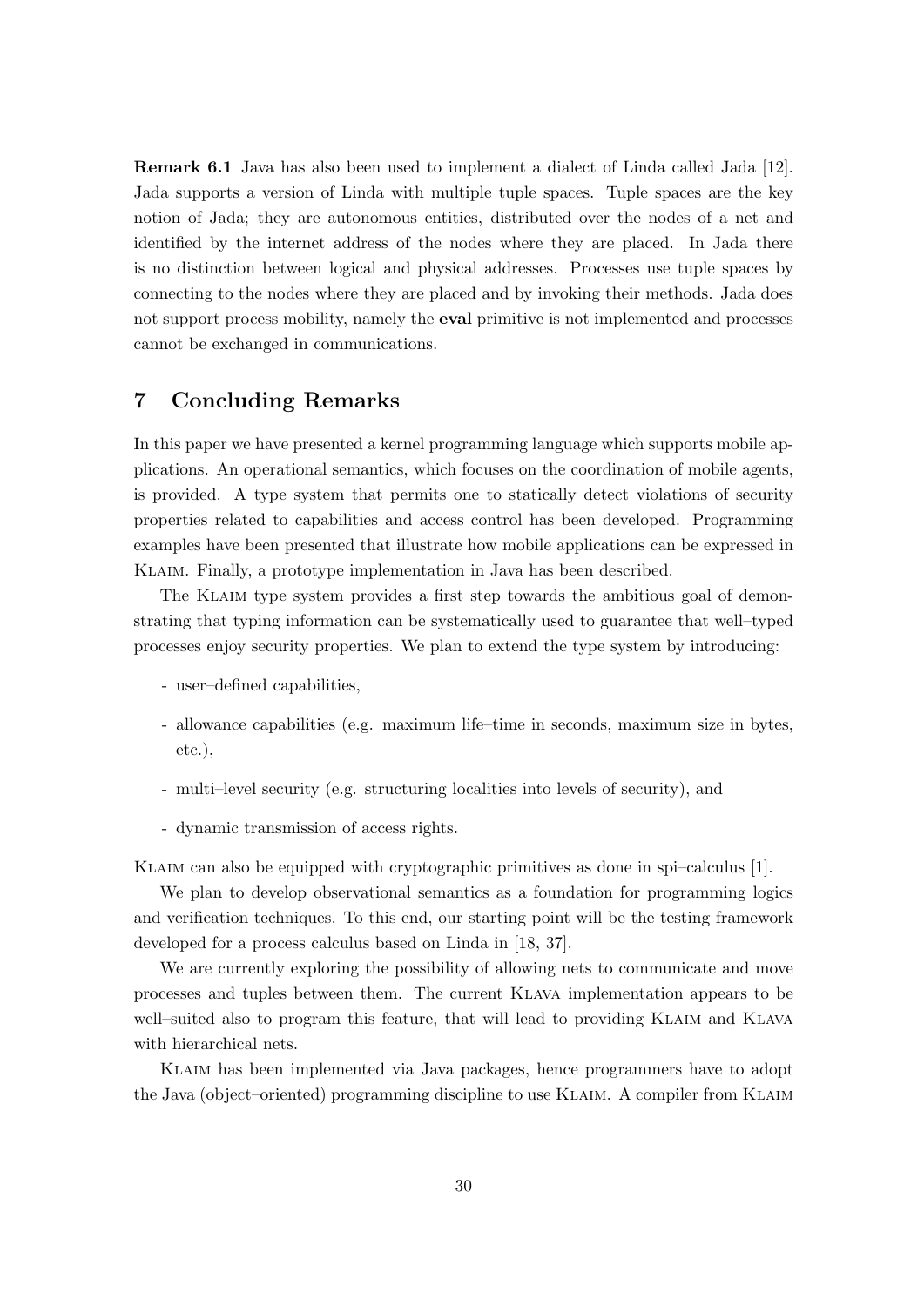**Remark 6.1** Java has also been used to implement a dialect of Linda called Jada [12]. Jada supports a version of Linda with multiple tuple spaces. Tuple spaces are the key notion of Jada; they are autonomous entities, distributed over the nodes of a net and identified by the internet address of the nodes where they are placed. In Jada there is no distinction between logical and physical addresses. Processes use tuple spaces by connecting to the nodes where they are placed and by invoking their methods. Jada does not support process mobility, namely the **eval** primitive is not implemented and processes cannot be exchanged in communications.

## 7 Concluding Remarks

In this paper we have presented a kernel programming language which supports mobile applications. An operational semantics, which focuses on the coordination of mobile agents, is provided. A type system that permits one to statically detect violations of security properties related to capabilities and access control has been developed. Programming examples have been presented that illustrate how mobile applications can be expressed in Klaim. Finally, a prototype implementation in Java has been described.

The Klaim type system provides a first step towards the ambitious goal of demonstrating that typing information can be systematically used to guarantee that well–typed processes enjoy security properties. We plan to extend the type system by introducing:

- user–defined capabilities,
- allowance capabilities (e.g. maximum life–time in seconds, maximum size in bytes, etc.),
- multi–level security (e.g. structuring localities into levels of security), and
- dynamic transmission of access rights.

Klaim can also be equipped with cryptographic primitives as done in spi–calculus [1].

We plan to develop observational semantics as a foundation for programming logics and verification techniques. To this end, our starting point will be the testing framework developed for a process calculus based on Linda in [18, 37].

We are currently exploring the possibility of allowing nets to communicate and move processes and tuples between them. The current Klava implementation appears to be well–suited also to program this feature, that will lead to providing Klaim and Klava with hierarchical nets.

Klaim has been implemented via Java packages, hence programmers have to adopt the Java (object–oriented) programming discipline to use Klaim. A compiler from Klaim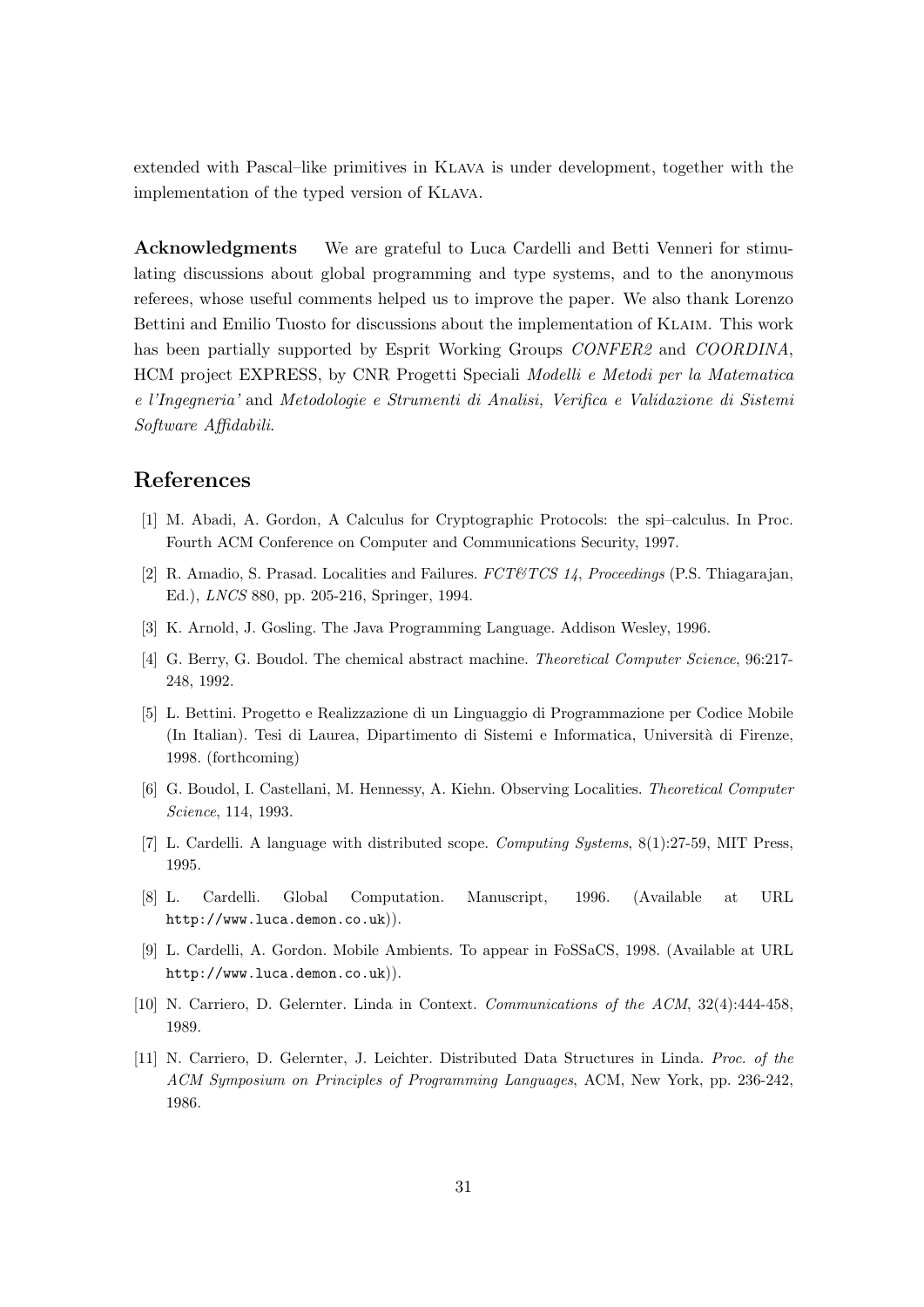extended with Pascal–like primitives in Klava is under development, together with the implementation of the typed version of Klava.

**Acknowledgments** We are grateful to Luca Cardelli and Betti Venneri for stimulating discussions about global programming and type systems, and to the anonymous referees, whose useful comments helped us to improve the paper. We also thank Lorenzo Bettini and Emilio Tuosto for discussions about the implementation of Klaim. This work has been partially supported by Esprit Working Groups *CONFER2* and *COORDINA*, HCM project EXPRESS, by CNR Progetti Speciali *Modelli e Metodi per la Matematica e l'Ingegneria'* and *Metodologie e Strumenti di Analisi, Verifica e Validazione di Sistemi Software Affidabili*.

## References

[1] M. Abadi, A. Gordon, A Calculus for Cryptographic Protocols: the spi–calculus. In Proc. Fourth ACM Conference on Computer and Communications Security, 1997.

[2] R. Amadio, S. Prasad. Localities and Failures. *FCT&TCS 14, Proceedings* (P.S. Thiagarajan, Ed.), *LNCS* 880, pp. 205-216, Springer, 1994.

[3] K. Arnold, J. Gosling. The Java Programming Language. Addison Wesley, 1996.

[4] G. Berry, G. Boudol. The chemical abstract machine. *Theoretical Computer Science*, 96:217-248, 1992.

[5] L. Bettini. Progetto e Realizzazione di un Linguaggio di Programmazione per Codice Mobile (In Italian). Tesi di Laurea, Dipartimento di Sistemi e Informatica, Università di Firenze, 1998. (forthcoming)

[6] G. Boudol, I. Castellani, M. Hennessy, A. Kiehn. Observing Localities. *Theoretical Computer Science*, 114, 1993.

[7] L. Cardelli. A language with distributed scope. *Computing Systems*, 8(1):27-59, MIT Press, 1995.

[8] L. Cardelli. Global Computation. Manuscript, 1996. (Available at URL `http://www.luca.demon.co.uk`)).

[9] L. Cardelli, A. Gordon. Mobile Ambients. To appear in FoSSaCS, 1998. (Available at URL `http://www.luca.demon.co.uk`)).

[10] N. Carriero, D. Gelernter. Linda in Context. *Communications of the ACM*, 32(4):444-458, 1989.

[11] N. Carriero, D. Gelernter, J. Leichter. Distributed Data Structures in Linda. *Proc. of the ACM Symposium on Principles of Programming Languages*, ACM, New York, pp. 236-242, 1986.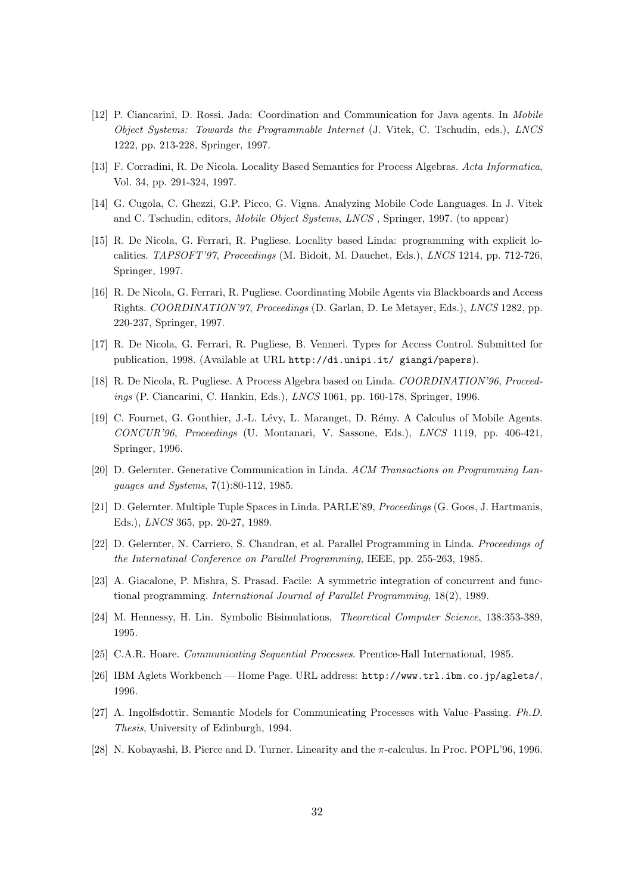[12] P. Ciancarini, D. Rossi. Jada: Coordination and Communication for Java agents. In *Mobile Object Systems: Towards the Programmable Internet* (J. Vitek, C. Tschudin, eds.), *LNCS* 1222, pp. 213-228, Springer, 1997.

[13] F. Corradini, R. De Nicola. Locality Based Semantics for Process Algebras. *Acta Informatica*, Vol. 34, pp. 291-324, 1997.

[14] G. Cugola, C. Ghezzi, G.P. Picco, G. Vigna. Analyzing Mobile Code Languages. In J. Vitek and C. Tschudin, editors, *Mobile Object Systems*, *LNCS* , Springer, 1997. (to appear)

[15] R. De Nicola, G. Ferrari, R. Pugliese. Locality based Linda: programming with explicit localities. *TAPSOFT'97, Proceedings* (M. Bidoit, M. Dauchet, Eds.), *LNCS* 1214, pp. 712-726, Springer, 1997.

[16] R. De Nicola, G. Ferrari, R. Pugliese. Coordinating Mobile Agents via Blackboards and Access Rights. *COORDINATION'97, Proceedings* (D. Garlan, D. Le Metayer, Eds.), *LNCS* 1282, pp. 220-237, Springer, 1997.

[17] R. De Nicola, G. Ferrari, R. Pugliese, B. Venneri. Types for Access Control. Submitted for publication, 1998. (Available at URL `http://di.unipi.it/ giangi/papers`).

[18] R. De Nicola, R. Pugliese. A Process Algebra based on Linda. *COORDINATION'96, Proceedings* (P. Ciancarini, C. Hankin, Eds.), *LNCS* 1061, pp. 160-178, Springer, 1996.

[19] C. Fournet, G. Gonthier, J.-L. Lévy, L. Maranget, D. Rémy. A Calculus of Mobile Agents. *CONCUR'96, Proceedings* (U. Montanari, V. Sassone, Eds.), *LNCS* 1119, pp. 406-421, Springer, 1996.

[20] D. Gelernter. Generative Communication in Linda. *ACM Transactions on Programming Languages and Systems*, 7(1):80-112, 1985.

[21] D. Gelernter. Multiple Tuple Spaces in Linda. PARLE'89, *Proceedings* (G. Goos, J. Hartmanis, Eds.), *LNCS* 365, pp. 20-27, 1989.

[22] D. Gelernter, N. Carriero, S. Chandran, et al. Parallel Programming in Linda. *Proceedings of the Internatinal Conference on Parallel Programming*, IEEE, pp. 255-263, 1985.

[23] A. Giacalone, P. Mishra, S. Prasad. Facile: A symmetric integration of concurrent and functional programming. *International Journal of Parallel Programming*, 18(2), 1989.

[24] M. Hennessy, H. Lin. Symbolic Bisimulations, *Theoretical Computer Science*, 138:353-389, 1995.

[25] C.A.R. Hoare. *Communicating Sequential Processes*. Prentice-Hall International, 1985.

[26] IBM Aglets Workbench — Home Page. URL address: `http://www.trl.ibm.co.jp/aglets/`, 1996.

[27] A. Ingolfsdottir. Semantic Models for Communicating Processes with Value–Passing. *Ph.D. Thesis*, University of Edinburgh, 1994.

[28] N. Kobayashi, B. Pierce and D. Turner. Linearity and the $\pi$-calculus. In Proc. POPL'96, 1996.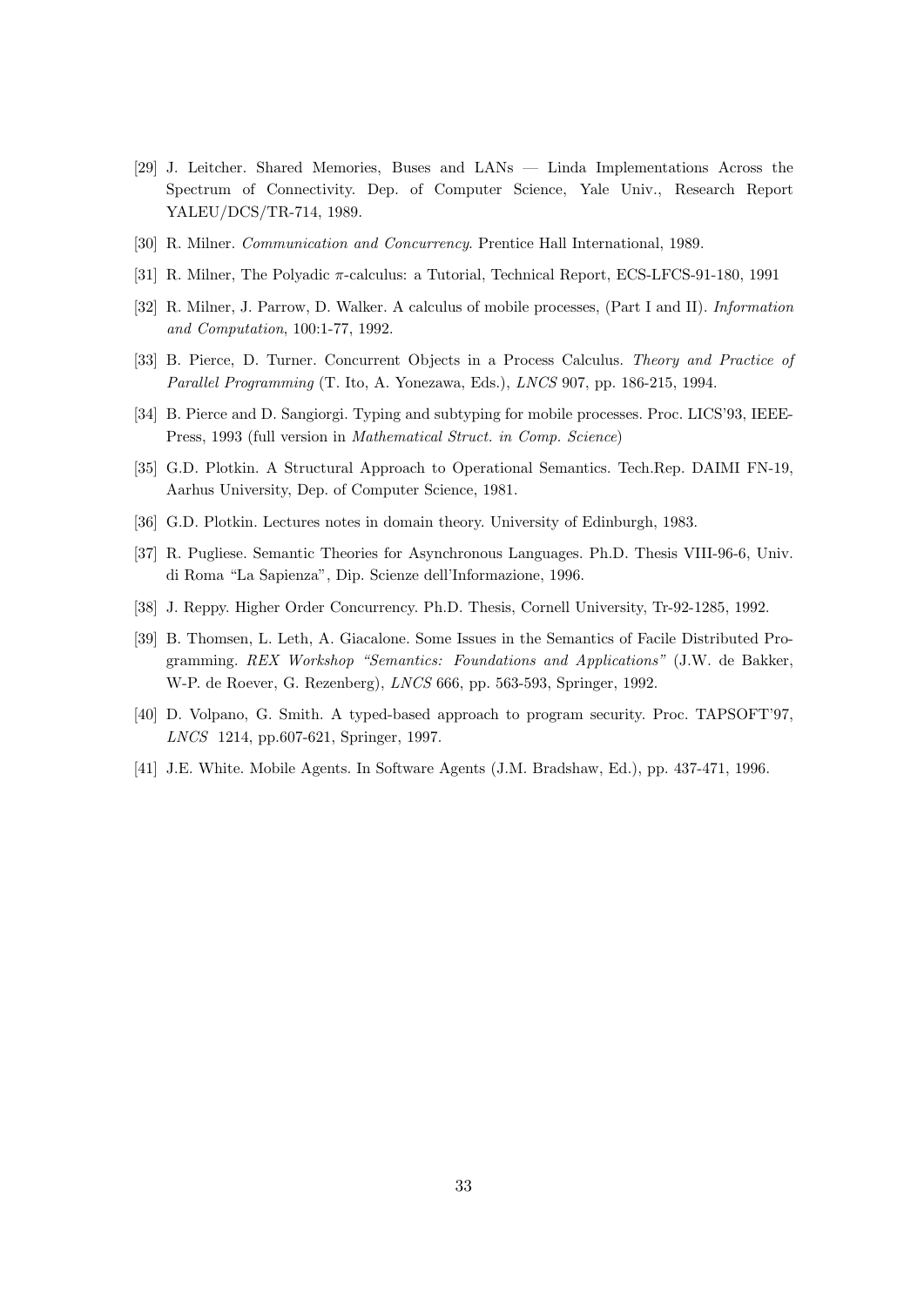[29] J. Leitcher. Shared Memories, Buses and LANs — Linda Implementations Across the Spectrum of Connectivity. Dep. of Computer Science, Yale Univ., Research Report YALEU/DCS/TR-714, 1989.

[30] R. Milner. *Communication and Concurrency*. Prentice Hall International, 1989.

[31] R. Milner, The Polyadic $\pi$-calculus: a Tutorial, Technical Report, ECS-LFCS-91-180, 1991

[32] R. Milner, J. Parrow, D. Walker. A calculus of mobile processes, (Part I and II). *Information and Computation*, 100:1-77, 1992.

[33] B. Pierce, D. Turner. Concurrent Objects in a Process Calculus. *Theory and Practice of Parallel Programming* (T. Ito, A. Yonezawa, Eds.), *LNCS* 907, pp. 186-215, 1994.

[34] B. Pierce and D. Sangiorgi. Typing and subtyping for mobile processes. Proc. LICS'93, IEEE-Press, 1993 (full version in *Mathematical Struct. in Comp. Science*)

[35] G.D. Plotkin. A Structural Approach to Operational Semantics. Tech.Rep. DAIMI FN-19, Aarhus University, Dep. of Computer Science, 1981.

[36] G.D. Plotkin. Lectures notes in domain theory. University of Edinburgh, 1983.

[37] R. Pugliese. Semantic Theories for Asynchronous Languages. Ph.D. Thesis VIII-96-6, Univ. di Roma "La Sapienza", Dip. Scienze dell'Informazione, 1996.

[38] J. Reppy. Higher Order Concurrency. Ph.D. Thesis, Cornell University, Tr-92-1285, 1992.

[39] B. Thomsen, L. Leth, A. Giacalone. Some Issues in the Semantics of Facile Distributed Programming. *REX Workshop "Semantics: Foundations and Applications"* (J.W. de Bakker, W-P. de Roever, G. Rezenberg), *LNCS* 666, pp. 563-593, Springer, 1992.

[40] D. Volpano, G. Smith. A typed-based approach to program security. Proc. TAPSOFT'97, *LNCS* 1214, pp.607-621, Springer, 1997.

[41] J.E. White. Mobile Agents. In Software Agents (J.M. Bradshaw, Ed.), pp. 437-471, 1996.